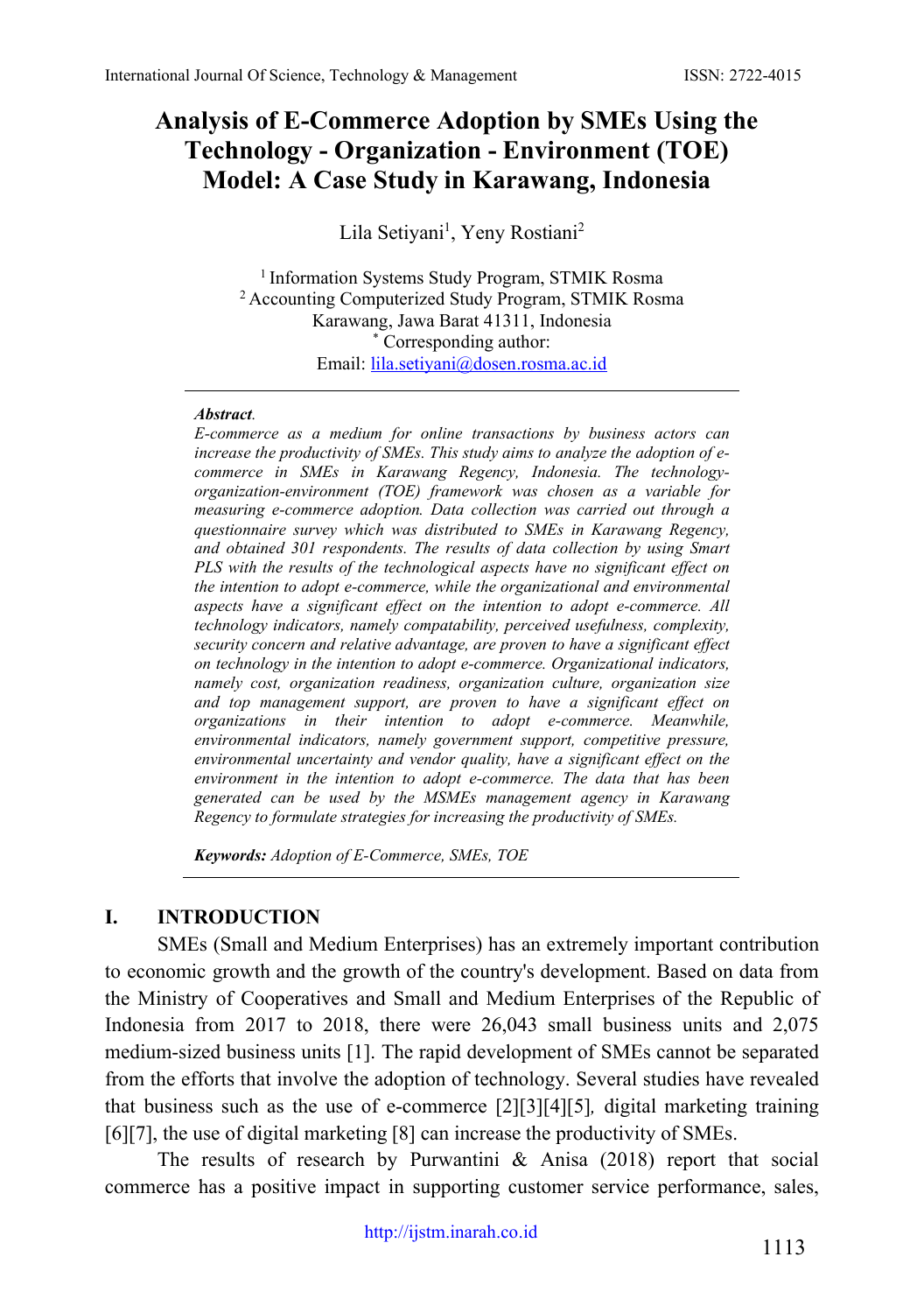# Analysis of E-Commerce Adoption by SMEs Using the Technology - Organization - Environment (TOE) Model: A Case Study in Karawang, Indonesia

Lila Setiyani[1], Yeny Rostiani[2]

[1] Information Systems Study Program, STMIK Rosma
[2] Accounting Computerized Study Program, STMIK Rosma
Karawang, Jawa Barat 41311, Indonesia
[*] Corresponding author:
Email: lila.setiyani@dosen.rosma.ac.id

***Abstract**.*
*E-commerce as a medium for online transactions by business actors can increase the productivity of SMEs. This study aims to analyze the adoption of e-commerce in SMEs in Karawang Regency, Indonesia. The technology-organization-environment (TOE) framework was chosen as a variable for measuring e-commerce adoption. Data collection was carried out through a questionnaire survey which was distributed to SMEs in Karawang Regency, and obtained 301 respondents. The results of data collection by using Smart PLS with the results of the technological aspects have no significant effect on the intention to adopt e-commerce, while the organizational and environmental aspects have a significant effect on the intention to adopt e-commerce. All technology indicators, namely compatability, perceived usefulness, complexity, security concern and relative advantage, are proven to have a significant effect on technology in the intention to adopt e-commerce. Organizational indicators, namely cost, organization readiness, organization culture, organization size and top management support, are proven to have a significant effect on organizations in their intention to adopt e-commerce. Meanwhile, environmental indicators, namely government support, competitive pressure, environmental uncertainty and vendor quality, have a significant effect on the environment in the intention to adopt e-commerce. The data that has been generated can be used by the MSMEs management agency in Karawang Regency to formulate strategies for increasing the productivity of SMEs.*

***Keywords:*** *Adoption of E-Commerce, SMEs, TOE*

## I. INTRODUCTION

SMEs (Small and Medium Enterprises) has an extremely important contribution to economic growth and the growth of the country's development. Based on data from the Ministry of Cooperatives and Small and Medium Enterprises of the Republic of Indonesia from 2017 to 2018, there were 26,043 small business units and 2,075 medium-sized business units [1]. The rapid development of SMEs cannot be separated from the efforts that involve the adoption of technology. Several studies have revealed that business such as the use of e-commerce [2][3][4][5], digital marketing training [6][7], the use of digital marketing [8] can increase the productivity of SMEs.

The results of research by Purwantini & Anisa (2018) report that social commerce has a positive impact in supporting customer service performance, sales,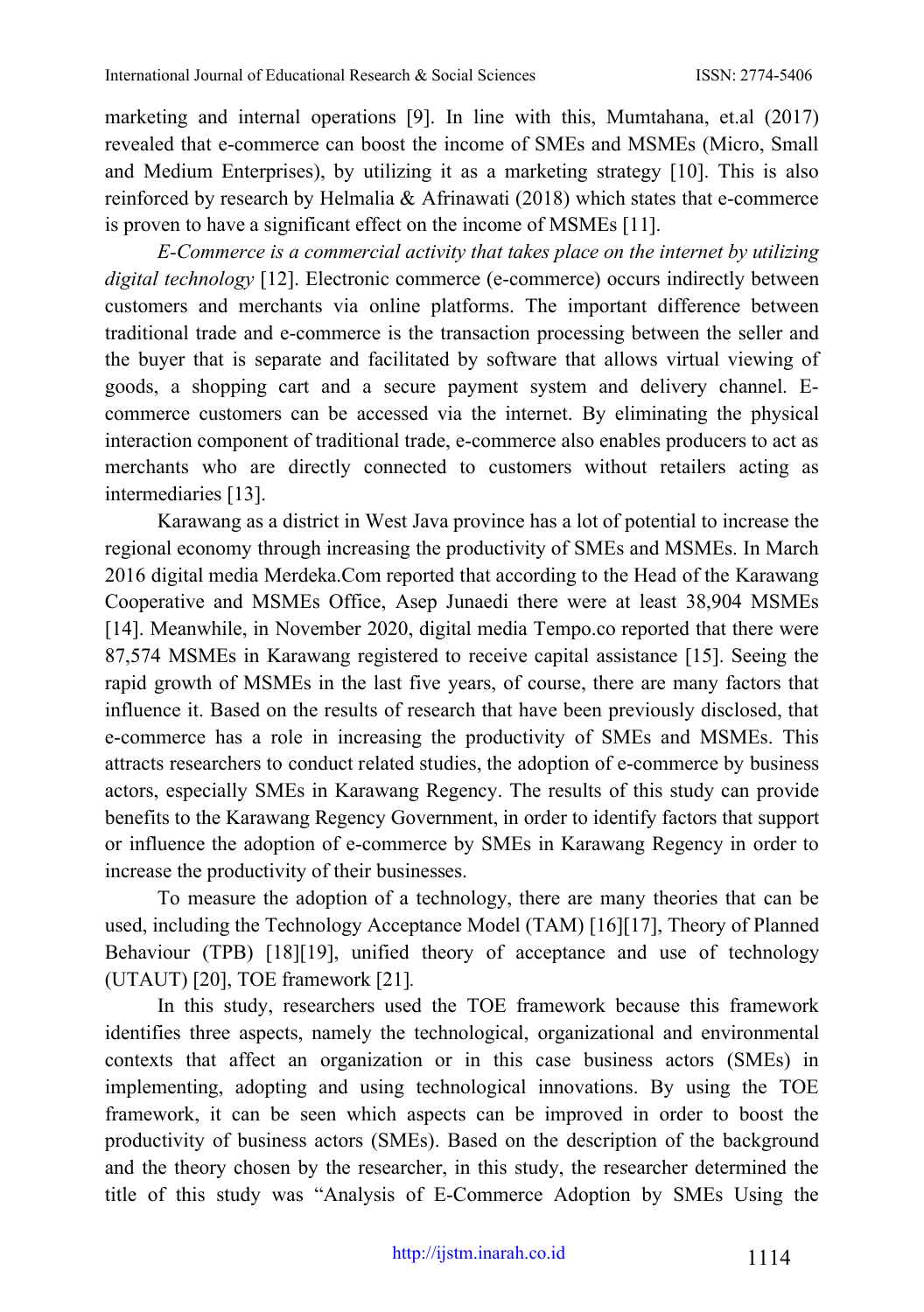marketing and internal operations [9]. In line with this, Mumtahana, et.al (2017) revealed that e-commerce can boost the income of SMEs and MSMEs (Micro, Small and Medium Enterprises), by utilizing it as a marketing strategy [10]. This is also reinforced by research by Helmalia & Afrinawati (2018) which states that e-commerce is proven to have a significant effect on the income of MSMEs [11].

*E-Commerce is a commercial activity that takes place on the internet by utilizing digital technology* [12]. Electronic commerce (e-commerce) occurs indirectly between customers and merchants via online platforms. The important difference between traditional trade and e-commerce is the transaction processing between the seller and the buyer that is separate and facilitated by software that allows virtual viewing of goods, a shopping cart and a secure payment system and delivery channel. E-commerce customers can be accessed via the internet. By eliminating the physical interaction component of traditional trade, e-commerce also enables producers to act as merchants who are directly connected to customers without retailers acting as intermediaries [13].

Karawang as a district in West Java province has a lot of potential to increase the regional economy through increasing the productivity of SMEs and MSMEs. In March 2016 digital media Merdeka.Com reported that according to the Head of the Karawang Cooperative and MSMEs Office, Asep Junaedi there were at least 38,904 MSMEs [14]. Meanwhile, in November 2020, digital media Tempo.co reported that there were 87,574 MSMEs in Karawang registered to receive capital assistance [15]. Seeing the rapid growth of MSMEs in the last five years, of course, there are many factors that influence it. Based on the results of research that have been previously disclosed, that e-commerce has a role in increasing the productivity of SMEs and MSMEs. This attracts researchers to conduct related studies, the adoption of e-commerce by business actors, especially SMEs in Karawang Regency. The results of this study can provide benefits to the Karawang Regency Government, in order to identify factors that support or influence the adoption of e-commerce by SMEs in Karawang Regency in order to increase the productivity of their businesses.

To measure the adoption of a technology, there are many theories that can be used, including the Technology Acceptance Model (TAM) [16][17], Theory of Planned Behaviour (TPB) [18][19], unified theory of acceptance and use of technology (UTAUT) [20], TOE framework [21].

In this study, researchers used the TOE framework because this framework identifies three aspects, namely the technological, organizational and environmental contexts that affect an organization or in this case business actors (SMEs) in implementing, adopting and using technological innovations. By using the TOE framework, it can be seen which aspects can be improved in order to boost the productivity of business actors (SMEs). Based on the description of the background and the theory chosen by the researcher, in this study, the researcher determined the title of this study was "Analysis of E-Commerce Adoption by SMEs Using the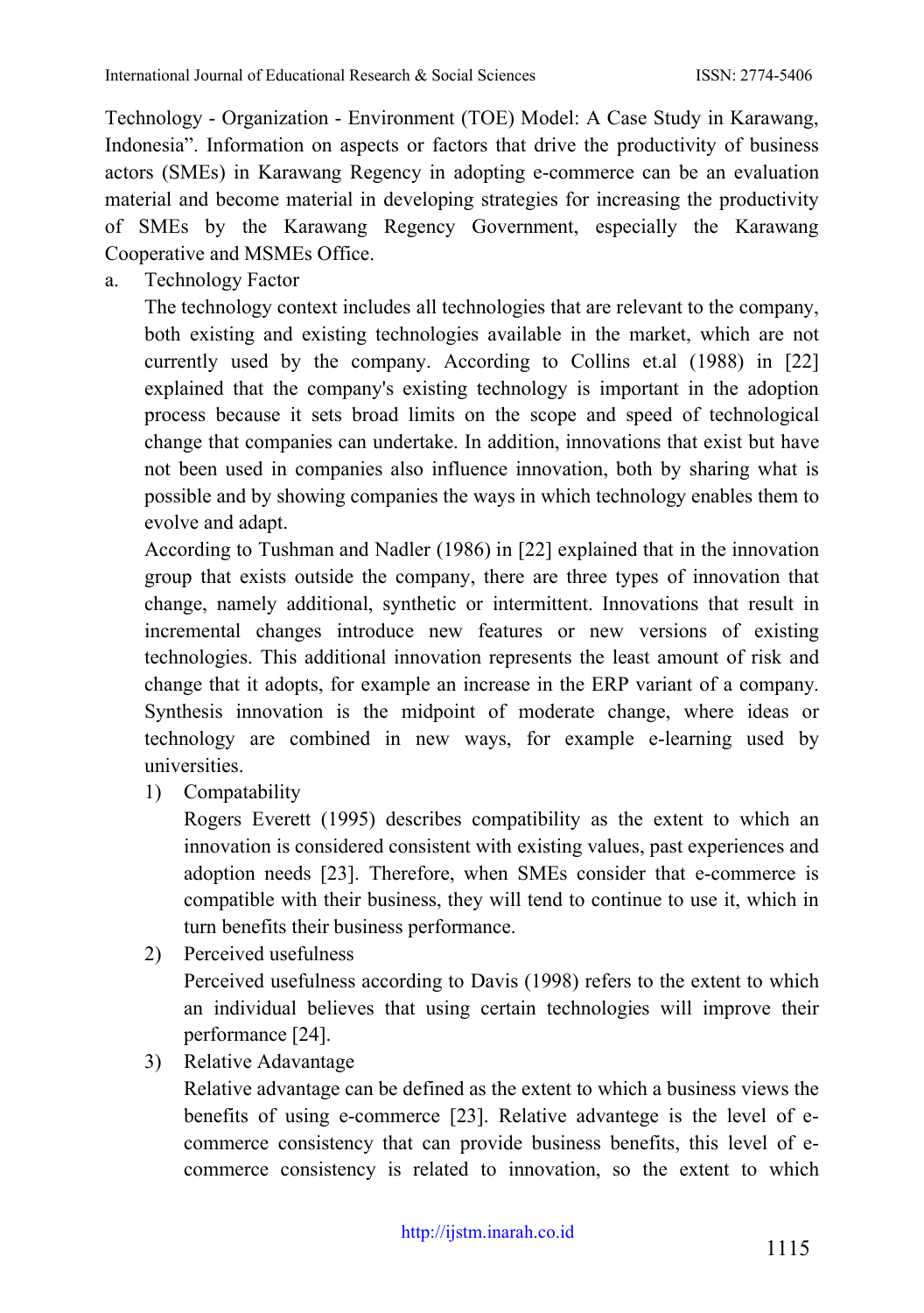Technology - Organization - Environment (TOE) Model: A Case Study in Karawang, Indonesia". Information on aspects or factors that drive the productivity of business actors (SMEs) in Karawang Regency in adopting e-commerce can be an evaluation material and become material in developing strategies for increasing the productivity of SMEs by the Karawang Regency Government, especially the Karawang Cooperative and MSMEs Office.

a. Technology Factor

The technology context includes all technologies that are relevant to the company, both existing and existing technologies available in the market, which are not currently used by the company. According to Collins et.al (1988) in [22] explained that the company's existing technology is important in the adoption process because it sets broad limits on the scope and speed of technological change that companies can undertake. In addition, innovations that exist but have not been used in companies also influence innovation, both by sharing what is possible and by showing companies the ways in which technology enables them to evolve and adapt.

According to Tushman and Nadler (1986) in [22] explained that in the innovation group that exists outside the company, there are three types of innovation that change, namely additional, synthetic or intermittent. Innovations that result in incremental changes introduce new features or new versions of existing technologies. This additional innovation represents the least amount of risk and change that it adopts, for example an increase in the ERP variant of a company. Synthesis innovation is the midpoint of moderate change, where ideas or technology are combined in new ways, for example e-learning used by universities.

1) Compatability

Rogers Everett (1995) describes compatibility as the extent to which an innovation is considered consistent with existing values, past experiences and adoption needs [23]. Therefore, when SMEs consider that e-commerce is compatible with their business, they will tend to continue to use it, which in turn benefits their business performance.

2) Perceived usefulness

Perceived usefulness according to Davis (1998) refers to the extent to which an individual believes that using certain technologies will improve their performance [24].

3) Relative Adavantage

Relative advantage can be defined as the extent to which a business views the benefits of using e-commerce [23]. Relative advantege is the level of e-commerce consistency that can provide business benefits, this level of e-commerce consistency is related to innovation, so the extent to which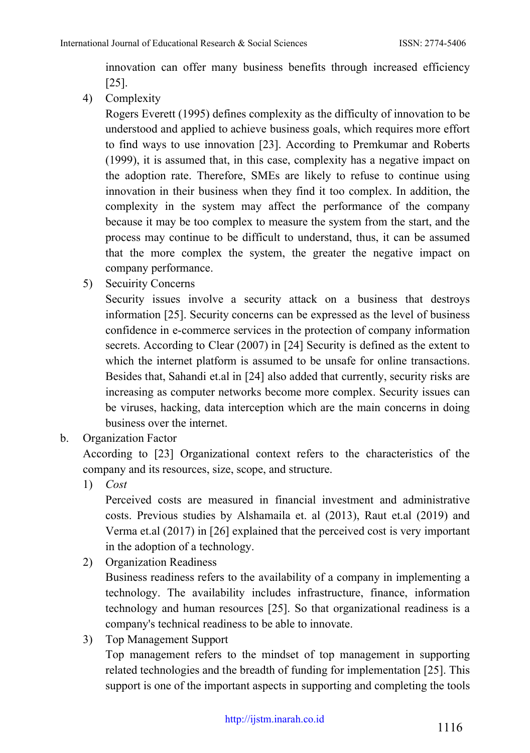innovation can offer many business benefits through increased efficiency [25].

4) Complexity

Rogers Everett (1995) defines complexity as the difficulty of innovation to be understood and applied to achieve business goals, which requires more effort to find ways to use innovation [23]. According to Premkumar and Roberts (1999), it is assumed that, in this case, complexity has a negative impact on the adoption rate. Therefore, SMEs are likely to refuse to continue using innovation in their business when they find it too complex. In addition, the complexity in the system may affect the performance of the company because it may be too complex to measure the system from the start, and the process may continue to be difficult to understand, thus, it can be assumed that the more complex the system, the greater the negative impact on company performance.

5) Secuirity Concerns

Security issues involve a security attack on a business that destroys information [25]. Security concerns can be expressed as the level of business confidence in e-commerce services in the protection of company information secrets. According to Clear (2007) in [24] Security is defined as the extent to which the internet platform is assumed to be unsafe for online transactions. Besides that, Sahandi et.al in [24] also added that currently, security risks are increasing as computer networks become more complex. Security issues can be viruses, hacking, data interception which are the main concerns in doing business over the internet.

b. Organization Factor

According to [23] Organizational context refers to the characteristics of the company and its resources, size, scope, and structure.

1) *Cost*

Perceived costs are measured in financial investment and administrative costs. Previous studies by Alshamaila et. al (2013), Raut et.al (2019) and Verma et.al (2017) in [26] explained that the perceived cost is very important in the adoption of a technology.

2) Organization Readiness

Business readiness refers to the availability of a company in implementing a technology. The availability includes infrastructure, finance, information technology and human resources [25]. So that organizational readiness is a company's technical readiness to be able to innovate.

3) Top Management Support

Top management refers to the mindset of top management in supporting related technologies and the breadth of funding for implementation [25]. This support is one of the important aspects in supporting and completing the tools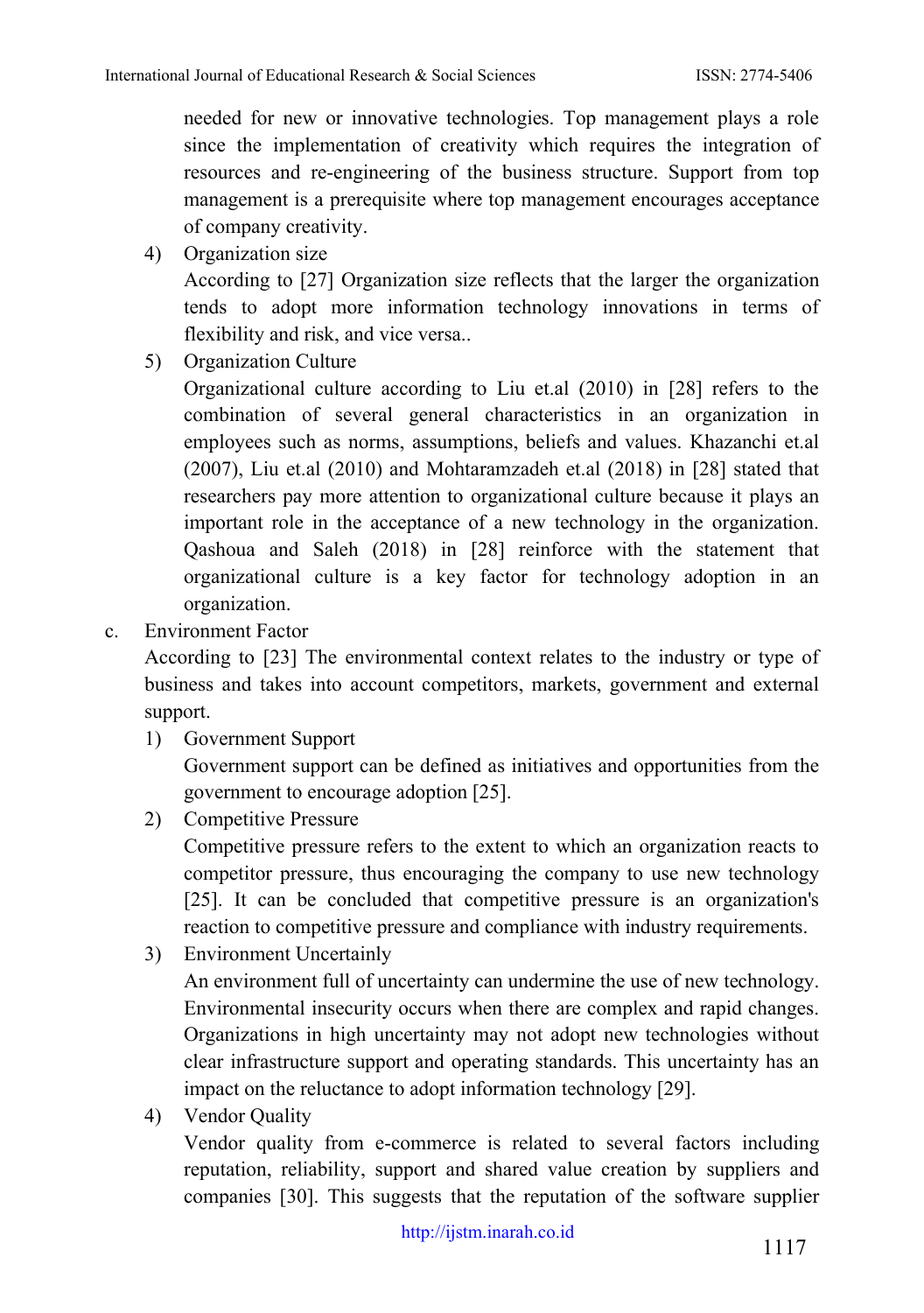needed for new or innovative technologies. Top management plays a role since the implementation of creativity which requires the integration of resources and re-engineering of the business structure. Support from top management is a prerequisite where top management encourages acceptance of company creativity.

4) Organization size

   According to [27] Organization size reflects that the larger the organization tends to adopt more information technology innovations in terms of flexibility and risk, and vice versa..

5) Organization Culture

   Organizational culture according to Liu et.al (2010) in [28] refers to the combination of several general characteristics in an organization in employees such as norms, assumptions, beliefs and values. Khazanchi et.al (2007), Liu et.al (2010) and Mohtaramzadeh et.al (2018) in [28] stated that researchers pay more attention to organizational culture because it plays an important role in the acceptance of a new technology in the organization. Qashoua and Saleh (2018) in [28] reinforce with the statement that organizational culture is a key factor for technology adoption in an organization.

c. Environment Factor

According to [23] The environmental context relates to the industry or type of business and takes into account competitors, markets, government and external support.

1) Government Support

   Government support can be defined as initiatives and opportunities from the government to encourage adoption [25].

2) Competitive Pressure

   Competitive pressure refers to the extent to which an organization reacts to competitor pressure, thus encouraging the company to use new technology [25]. It can be concluded that competitive pressure is an organization's reaction to competitive pressure and compliance with industry requirements.

3) Environment Uncertainly

   An environment full of uncertainty can undermine the use of new technology. Environmental insecurity occurs when there are complex and rapid changes. Organizations in high uncertainty may not adopt new technologies without clear infrastructure support and operating standards. This uncertainty has an impact on the reluctance to adopt information technology [29].

4) Vendor Quality

   Vendor quality from e-commerce is related to several factors including reputation, reliability, support and shared value creation by suppliers and companies [30]. This suggests that the reputation of the software supplier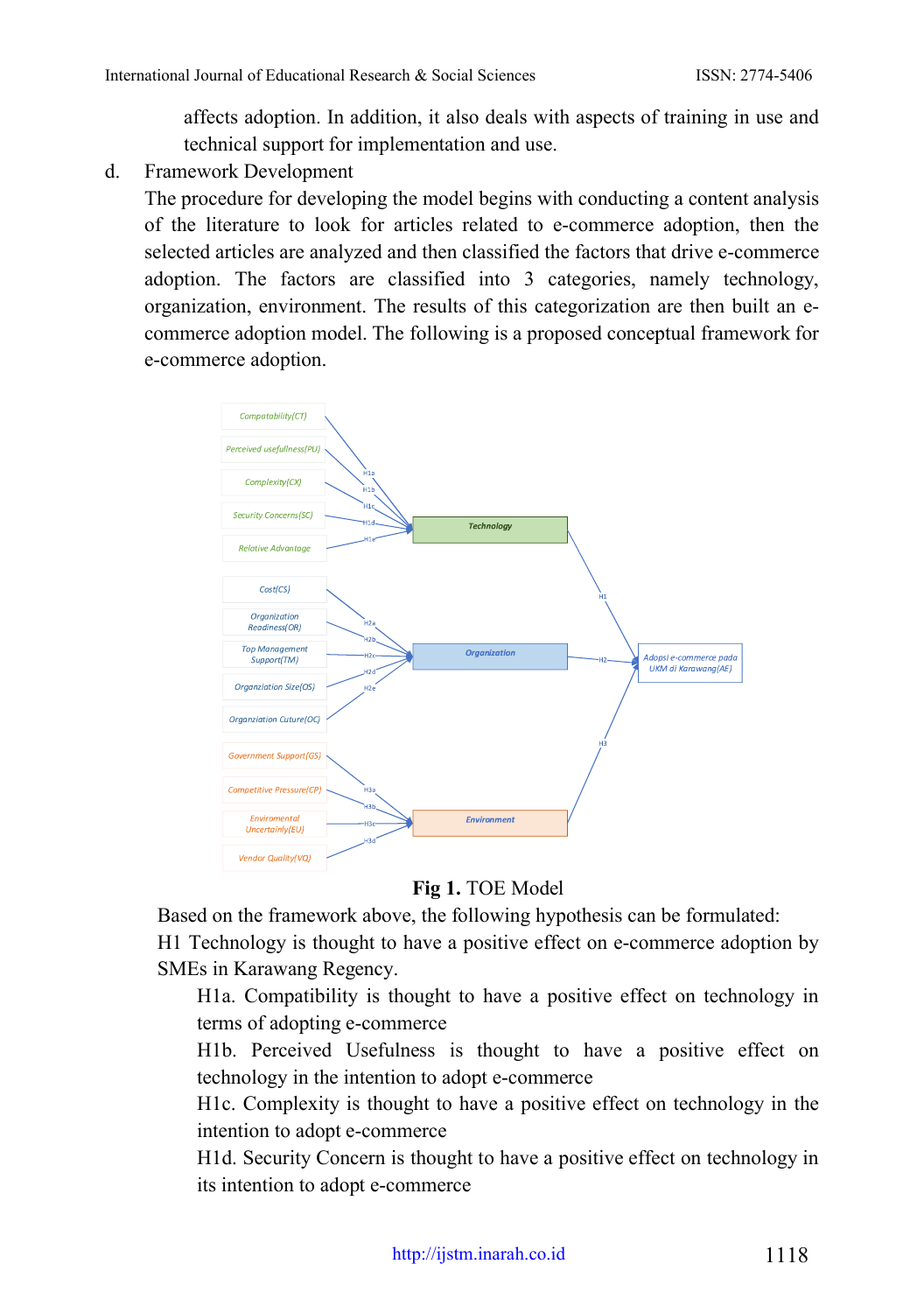affects adoption. In addition, it also deals with aspects of training in use and technical support for implementation and use.

d. Framework Development

The procedure for developing the model begins with conducting a content analysis of the literature to look for articles related to e-commerce adoption, then the selected articles are analyzed and then classified the factors that drive e-commerce adoption. The factors are classified into 3 categories, namely technology, organization, environment. The results of this categorization are then built an e-commerce adoption model. The following is a proposed conceptual framework for e-commerce adoption.

**Fig 1.** TOE Model

Based on the framework above, the following hypothesis can be formulated:

H1 Technology is thought to have a positive effect on e-commerce adoption by SMEs in Karawang Regency.

H1a. Compatibility is thought to have a positive effect on technology in terms of adopting e-commerce

H1b. Perceived Usefulness is thought to have a positive effect on technology in the intention to adopt e-commerce

H1c. Complexity is thought to have a positive effect on technology in the intention to adopt e-commerce

H1d. Security Concern is thought to have a positive effect on technology in its intention to adopt e-commerce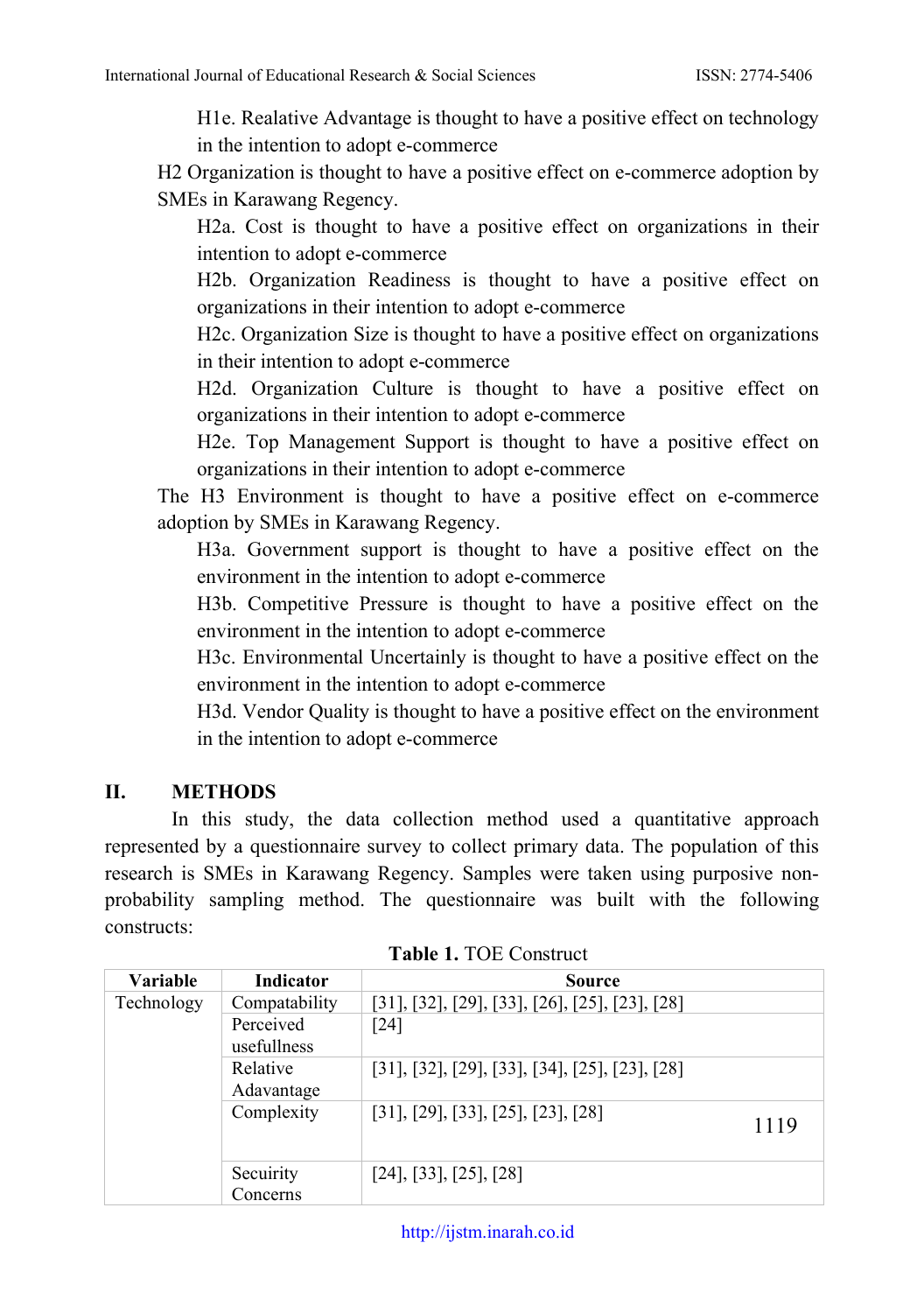H1e. Realative Advantage is thought to have a positive effect on technology in the intention to adopt e-commerce

H2 Organization is thought to have a positive effect on e-commerce adoption by SMEs in Karawang Regency.

H2a. Cost is thought to have a positive effect on organizations in their intention to adopt e-commerce

H2b. Organization Readiness is thought to have a positive effect on organizations in their intention to adopt e-commerce

H2c. Organization Size is thought to have a positive effect on organizations in their intention to adopt e-commerce

H2d. Organization Culture is thought to have a positive effect on organizations in their intention to adopt e-commerce

H2e. Top Management Support is thought to have a positive effect on organizations in their intention to adopt e-commerce

The H3 Environment is thought to have a positive effect on e-commerce adoption by SMEs in Karawang Regency.

H3a. Government support is thought to have a positive effect on the environment in the intention to adopt e-commerce

H3b. Competitive Pressure is thought to have a positive effect on the environment in the intention to adopt e-commerce

H3c. Environmental Uncertainly is thought to have a positive effect on the environment in the intention to adopt e-commerce

H3d. Vendor Quality is thought to have a positive effect on the environment in the intention to adopt e-commerce

## II. METHODS

In this study, the data collection method used a quantitative approach represented by a questionnaire survey to collect primary data. The population of this research is SMEs in Karawang Regency. Samples were taken using purposive non-probability sampling method. The questionnaire was built with the following constructs:

**Table 1.** TOE Construct

| Variable | Indicator | Source |
|---|---|---|
| Technology | Compatability | [31], [32], [29], [33], [26], [25], [23], [28] |
| | Perceived usefullness | [24] |
| | Relative Adavantage | [31], [32], [29], [33], [34], [25], [23], [28] |
| | Complexity | [31], [29], [33], [25], [23], [28] |
| | Secuirity Concerns | [24], [33], [25], [28] |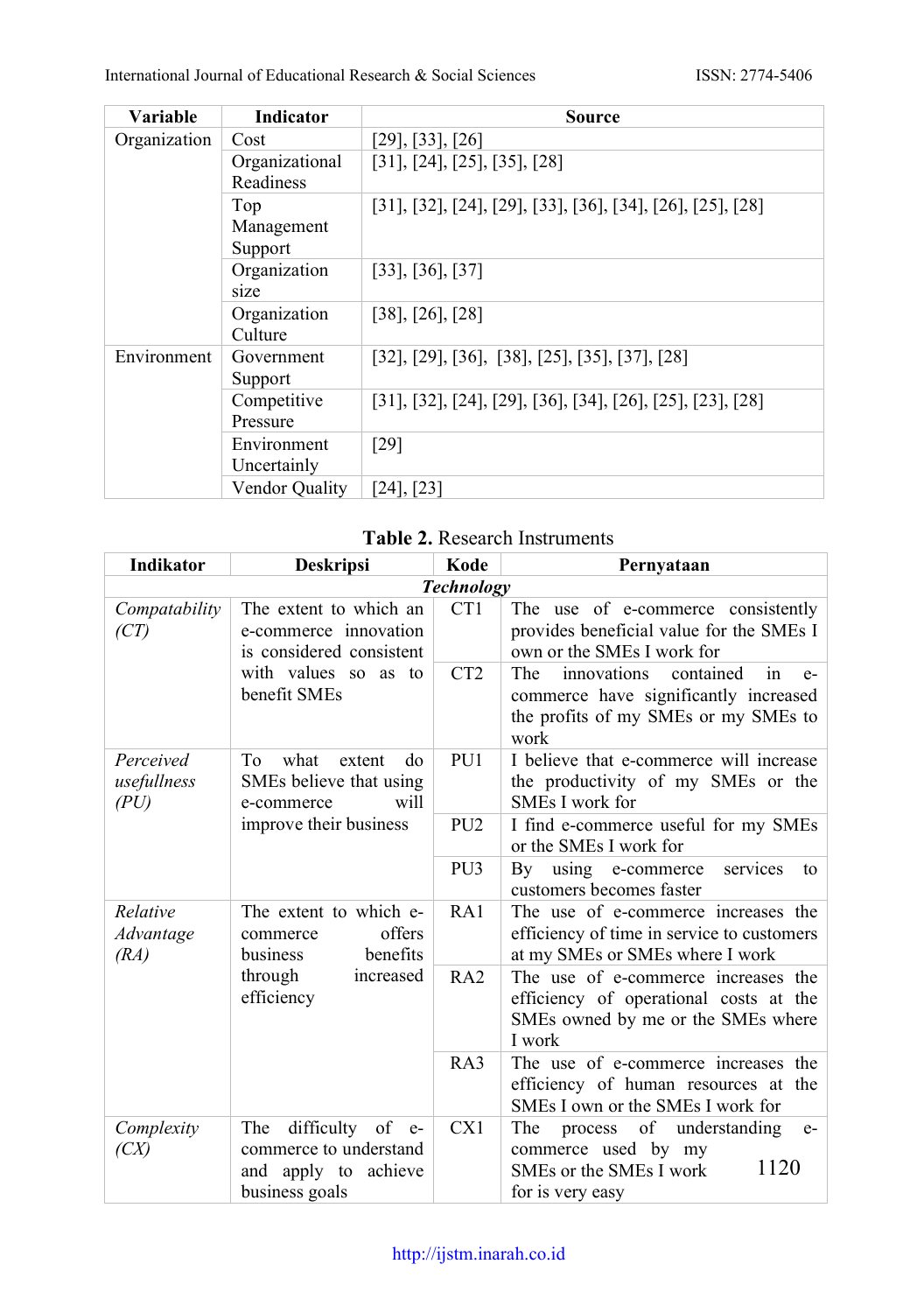| Variable | Indicator | Source |
|---|---|---|
| Organization | Cost | [29], [33], [26] |
| | Organizational Readiness | [31], [24], [25], [35], [28] |
| | Top Management Support | [31], [32], [24], [29], [33], [36], [34], [26], [25], [28] |
| | Organization size | [33], [36], [37] |
| | Organization Culture | [38], [26], [28] |
| Environment | Government Support | [32], [29], [36], [38], [25], [35], [37], [28] |
| | Competitive Pressure | [31], [32], [24], [29], [36], [34], [26], [25], [23], [28] |
| | Environment Uncertainly | [29] |
| | Vendor Quality | [24], [23] |

**Table 2.** Research Instruments

| Indikator | Deskripsi | Kode | Pernyataan |
|---|---|---|---|
| ***Technology*** | | | |
| *Compatability (CT)* | The extent to which an e-commerce innovation is considered consistent with values so as to benefit SMEs | CT1 | The use of e-commerce consistently provides beneficial value for the SMEs I own or the SMEs I work for |
| | | CT2 | The innovations contained in e-commerce have significantly increased the profits of my SMEs or my SMEs to work |
| *Perceived usefullness (PU)* | To what extent do SMEs believe that using e-commerce will improve their business | PU1 | I believe that e-commerce will increase the productivity of my SMEs or the SMEs I work for |
| | | PU2 | I find e-commerce useful for my SMEs or the SMEs I work for |
| | | PU3 | By using e-commerce services to customers becomes faster |
| *Relative Advantage (RA)* | The extent to which e-commerce offers business benefits through increased efficiency | RA1 | The use of e-commerce increases the efficiency of time in service to customers at my SMEs or SMEs where I work |
| | | RA2 | The use of e-commerce increases the efficiency of operational costs at the SMEs owned by me or the SMEs where I work |
| | | RA3 | The use of e-commerce increases the efficiency of human resources at the SMEs I own or the SMEs I work for |
| *Complexity (CX)* | The difficulty of e-commerce to understand and apply to achieve business goals | CX1 | The process of understanding e-commerce used by my SMEs or the SMEs I work for is very easy |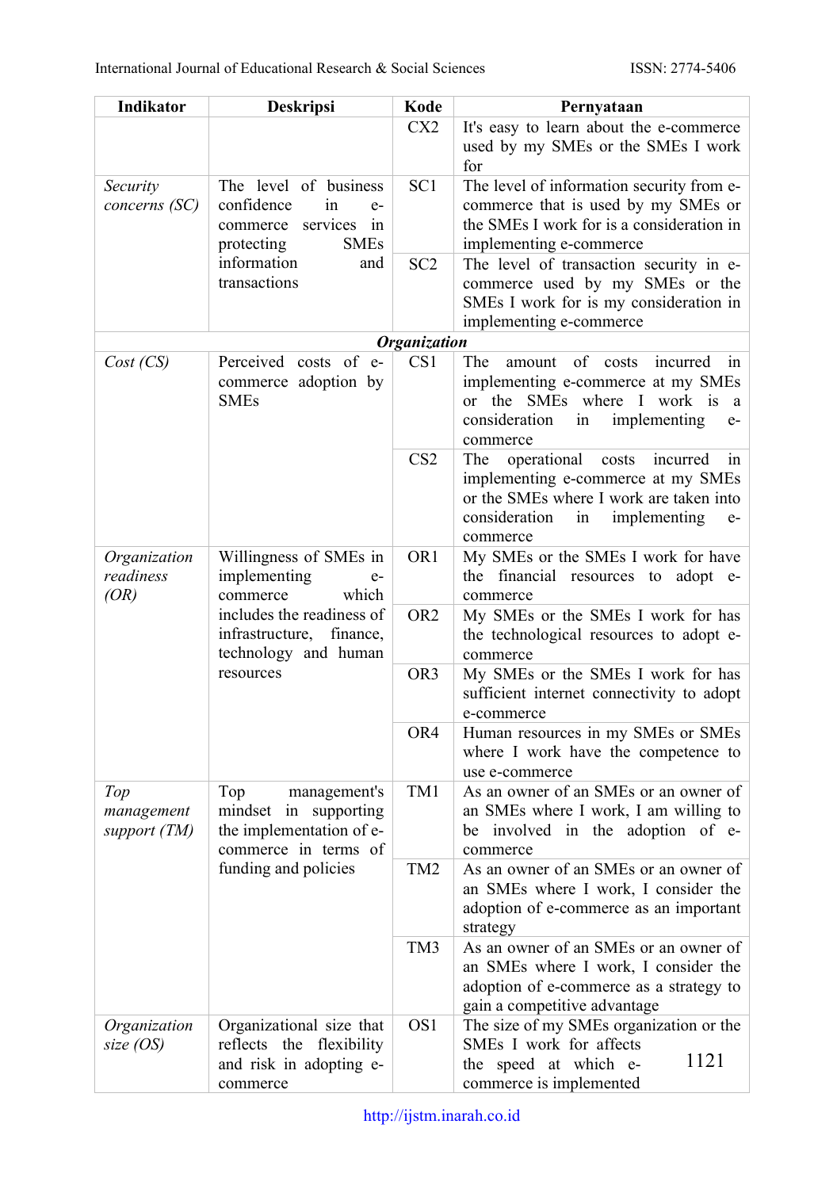| Indikator | Deskripsi | Kode | Pernyataan |
|---|---|---|---|
| | | CX2 | It's easy to learn about the e-commerce used by my SMEs or the SMEs I work for |
| *Security concerns (SC)* | The level of business confidence in e-commerce services in protecting SMEs information and transactions | SC1 | The level of information security from e-commerce that is used by my SMEs or the SMEs I work for is a consideration in implementing e-commerce |
| | | SC2 | The level of transaction security in e-commerce used by my SMEs or the SMEs I work for is my consideration in implementing e-commerce |
| | | ***Organization*** | |
| *Cost (CS)* | Perceived costs of e-commerce adoption by SMEs | CS1 | The amount of costs incurred in implementing e-commerce at my SMEs or the SMEs where I work is a consideration in implementing e-commerce |
| | | CS2 | The operational costs incurred in implementing e-commerce at my SMEs or the SMEs where I work are taken into consideration in implementing e-commerce |
| *Organization readiness (OR)* | Willingness of SMEs in implementing e-commerce which includes the readiness of infrastructure, finance, technology and human resources | OR1 | My SMEs or the SMEs I work for have the financial resources to adopt e-commerce |
| | | OR2 | My SMEs or the SMEs I work for has the technological resources to adopt e-commerce |
| | | OR3 | My SMEs or the SMEs I work for has sufficient internet connectivity to adopt e-commerce |
| | | OR4 | Human resources in my SMEs or SMEs where I work have the competence to use e-commerce |
| *Top management support (TM)* | Top management's mindset in supporting the implementation of e-commerce in terms of funding and policies | TM1 | As an owner of an SMEs or an owner of an SMEs where I work, I am willing to be involved in the adoption of e-commerce |
| | | TM2 | As an owner of an SMEs or an owner of an SMEs where I work, I consider the adoption of e-commerce as an important strategy |
| | | TM3 | As an owner of an SMEs or an owner of an SMEs where I work, I consider the adoption of e-commerce as a strategy to gain a competitive advantage |
| *Organization size (OS)* | Organizational size that reflects the flexibility and risk in adopting e-commerce | OS1 | The size of my SMEs organization or the SMEs I work for affects the speed at which e-commerce is implemented |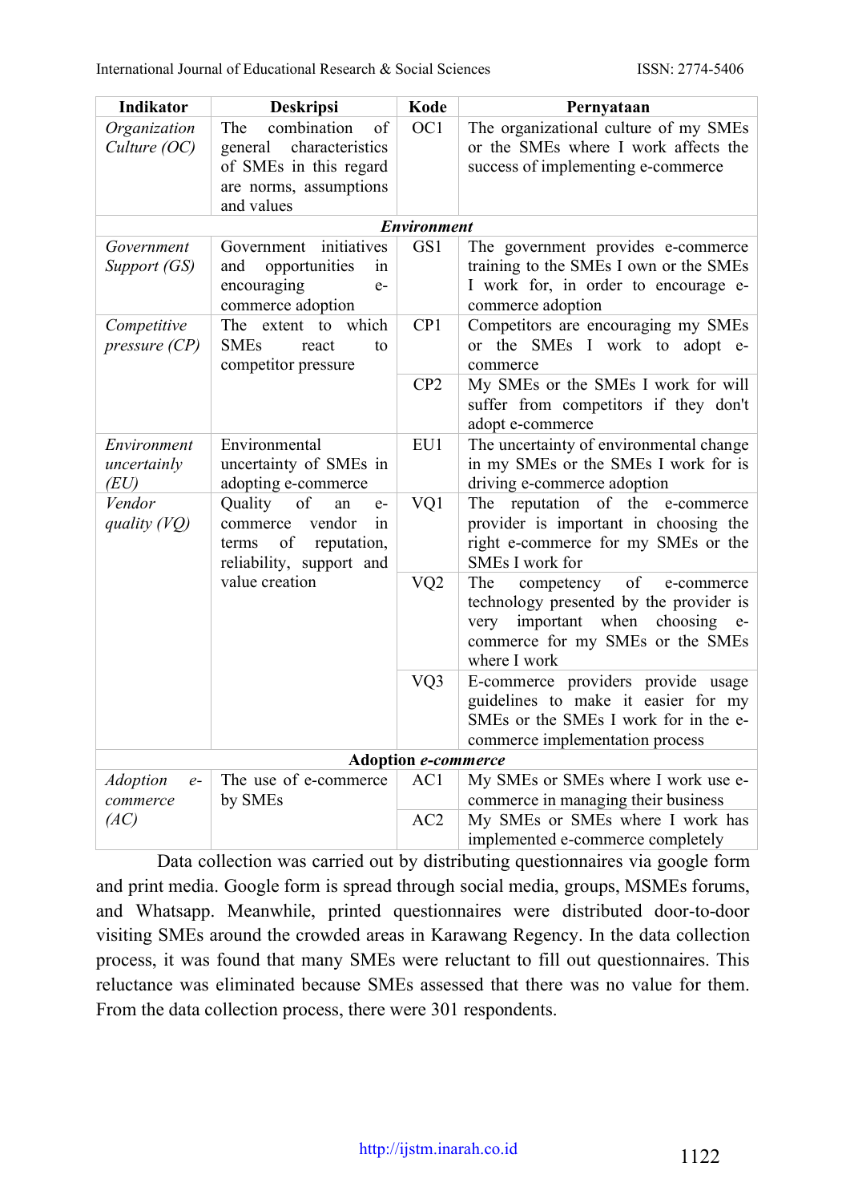| Indikator | Deskripsi | Kode | Pernyataan |
|---|---|---|---|
| *Organization Culture (OC)* | The combination of general characteristics of SMEs in this regard are norms, assumptions and values | OC1 | The organizational culture of my SMEs or the SMEs where I work affects the success of implementing e-commerce |
| ***Environment*** | | | |
| *Government Support (GS)* | Government initiatives and opportunities in encouraging e-commerce adoption | GS1 | The government provides e-commerce training to the SMEs I own or the SMEs I work for, in order to encourage e-commerce adoption |
| *Competitive pressure (CP)* | The extent to which SMEs react to competitor pressure | CP1 | Competitors are encouraging my SMEs or the SMEs I work to adopt e-commerce |
| | | CP2 | My SMEs or the SMEs I work for will suffer from competitors if they don't adopt e-commerce |
| *Environment uncertainly (EU)* | Environmental uncertainty of SMEs in adopting e-commerce | EU1 | The uncertainty of environmental change in my SMEs or the SMEs I work for is driving e-commerce adoption |
| *Vendor quality (VQ)* | Quality of an e-commerce vendor in terms of reputation, reliability, support and value creation | VQ1 | The reputation of the e-commerce provider is important in choosing the right e-commerce for my SMEs or the SMEs I work for |
| | | VQ2 | The competency of e-commerce technology presented by the provider is very important when choosing e-commerce for my SMEs or the SMEs where I work |
| | | VQ3 | E-commerce providers provide usage guidelines to make it easier for my SMEs or the SMEs I work for in the e-commerce implementation process |
| **Adoption *e-commerce*** | | | |
| *Adoption e-commerce (AC)* | The use of e-commerce by SMEs | AC1 | My SMEs or SMEs where I work use e-commerce in managing their business |
| | | AC2 | My SMEs or SMEs where I work has implemented e-commerce completely |

Data collection was carried out by distributing questionnaires via google form and print media. Google form is spread through social media, groups, MSMEs forums, and Whatsapp. Meanwhile, printed questionnaires were distributed door-to-door visiting SMEs around the crowded areas in Karawang Regency. In the data collection process, it was found that many SMEs were reluctant to fill out questionnaires. This reluctance was eliminated because SMEs assessed that there was no value for them. From the data collection process, there were 301 respondents.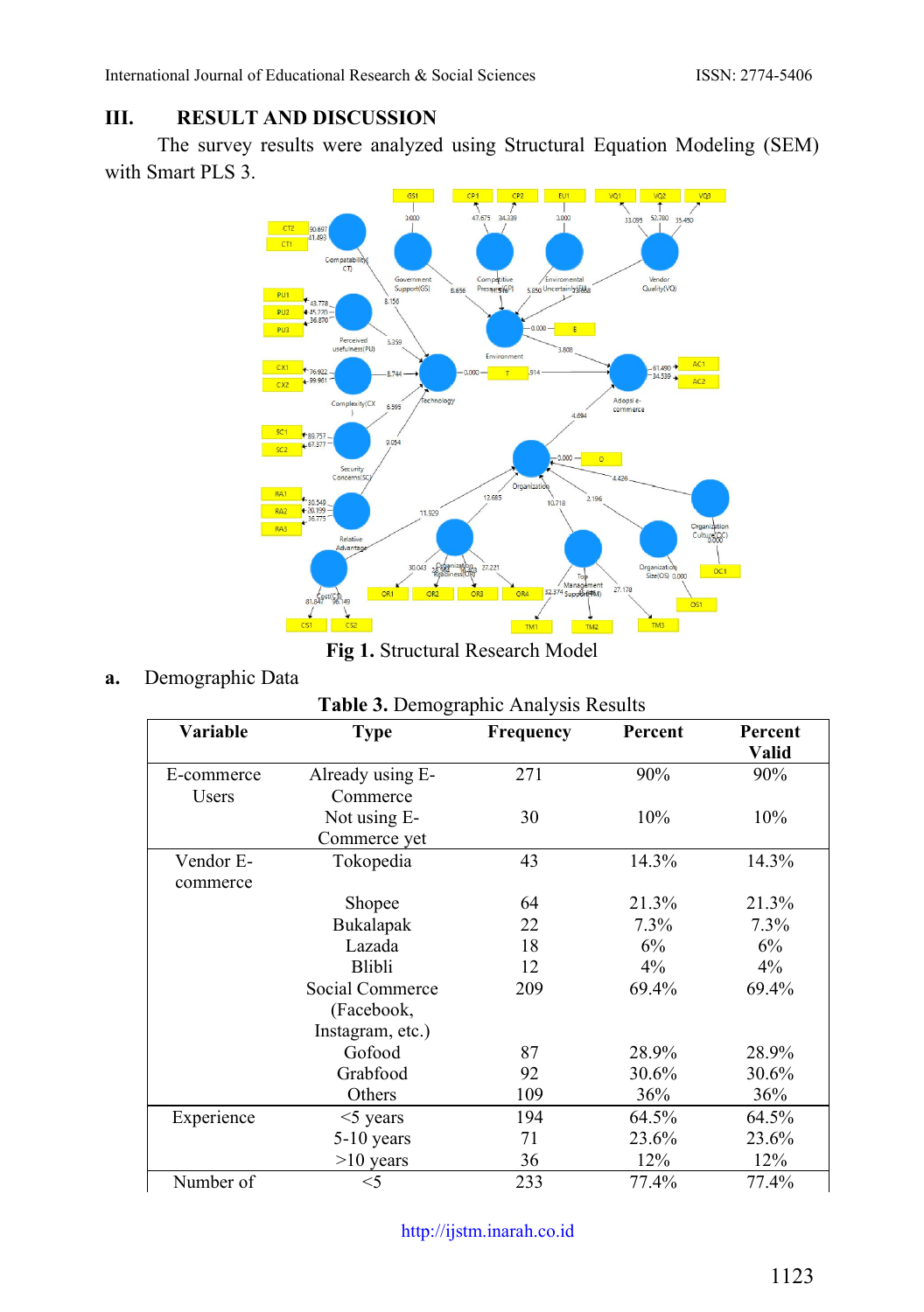## III. RESULT AND DISCUSSION

The survey results were analyzed using Structural Equation Modeling (SEM) with Smart PLS 3.

**Fig 1.** Structural Research Model

**a.** Demographic Data

**Table 3.** Demographic Analysis Results

| Variable | Type | Frequency | Percent | Percent Valid |
|---|---|---|---|---|
| E-commerce Users | Already using E-Commerce | 271 | 90% | 90% |
| | Not using E-Commerce yet | 30 | 10% | 10% |
| Vendor E-commerce | Tokopedia | 43 | 14.3% | 14.3% |
| | Shopee | 64 | 21.3% | 21.3% |
| | Bukalapak | 22 | 7.3% | 7.3% |
| | Lazada | 18 | 6% | 6% |
| | Blibli | 12 | 4% | 4% |
| | Social Commerce (Facebook, Instagram, etc.) | 209 | 69.4% | 69.4% |
| | Gofood | 87 | 28.9% | 28.9% |
| | Grabfood | 92 | 30.6% | 30.6% |
| | Others | 109 | 36% | 36% |
| Experience | <5 years | 194 | 64.5% | 64.5% |
| | 5-10 years | 71 | 23.6% | 23.6% |
| | >10 years | 36 | 12% | 12% |
| Number of | <5 | 233 | 77.4% | 77.4% |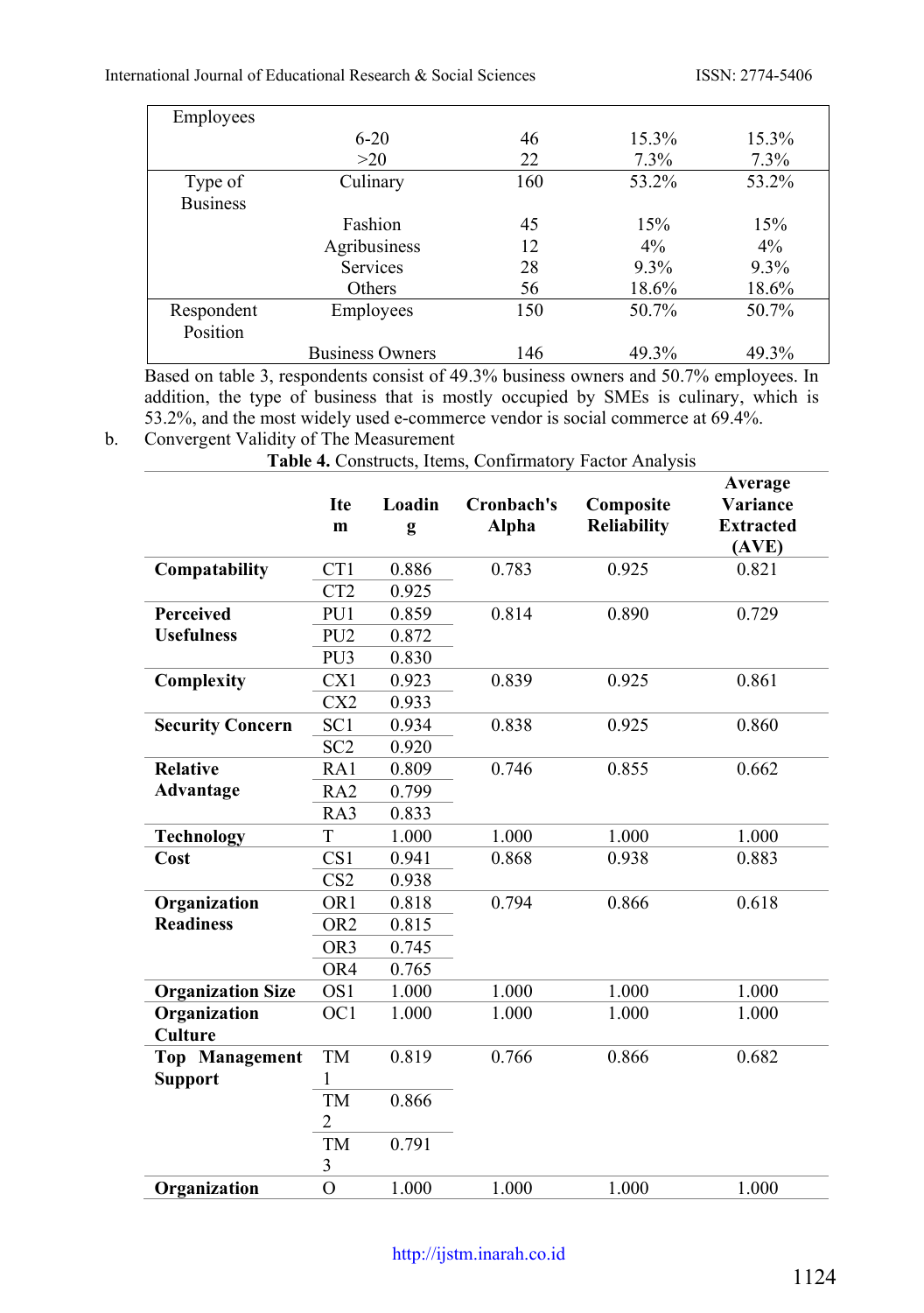| | | | | |
|---|---|---|---|---|
| Employees | | | | |
| | 6-20 | 46 | 15.3% | 15.3% |
| | >20 | 22 | 7.3% | 7.3% |
| Type of Business | Culinary | 160 | 53.2% | 53.2% |
| | Fashion | 45 | 15% | 15% |
| | Agribusiness | 12 | 4% | 4% |
| | Services | 28 | 9.3% | 9.3% |
| | Others | 56 | 18.6% | 18.6% |
| Respondent Position | Employees | 150 | 50.7% | 50.7% |
| | Business Owners | 146 | 49.3% | 49.3% |

Based on table 3, respondents consist of 49.3% business owners and 50.7% employees. In addition, the type of business that is mostly occupied by SMEs is culinary, which is 53.2%, and the most widely used e-commerce vendor is social commerce at 69.4%.

b. Convergent Validity of The Measurement

**Table 4.** Constructs, Items, Confirmatory Factor Analysis

| | **Item** | **Loading** | **Cronbach's Alpha** | **Composite Reliability** | **Average Variance Extracted (AVE)** |
|---|---|---|---|---|---|
| **Compatability** | CT1 | 0.886 | 0.783 | 0.925 | 0.821 |
| | CT2 | 0.925 | | | |
| **Perceived Usefulness** | PU1 | 0.859 | 0.814 | 0.890 | 0.729 |
| | PU2 | 0.872 | | | |
| | PU3 | 0.830 | | | |
| **Complexity** | CX1 | 0.923 | 0.839 | 0.925 | 0.861 |
| | CX2 | 0.933 | | | |
| **Security Concern** | SC1 | 0.934 | 0.838 | 0.925 | 0.860 |
| | SC2 | 0.920 | | | |
| **Relative Advantage** | RA1 | 0.809 | 0.746 | 0.855 | 0.662 |
| | RA2 | 0.799 | | | |
| | RA3 | 0.833 | | | |
| **Technology** | T | 1.000 | 1.000 | 1.000 | 1.000 |
| **Cost** | CS1 | 0.941 | 0.868 | 0.938 | 0.883 |
| | CS2 | 0.938 | | | |
| **Organization Readiness** | OR1 | 0.818 | 0.794 | 0.866 | 0.618 |
| | OR2 | 0.815 | | | |
| | OR3 | 0.745 | | | |
| | OR4 | 0.765 | | | |
| **Organization Size** | OS1 | 1.000 | 1.000 | 1.000 | 1.000 |
| **Organization Culture** | OC1 | 1.000 | 1.000 | 1.000 | 1.000 |
| **Top Management Support** | TM1 | 0.819 | 0.766 | 0.866 | 0.682 |
| | TM2 | 0.866 | | | |
| | TM3 | 0.791 | | | |
| **Organization** | O | 1.000 | 1.000 | 1.000 | 1.000 |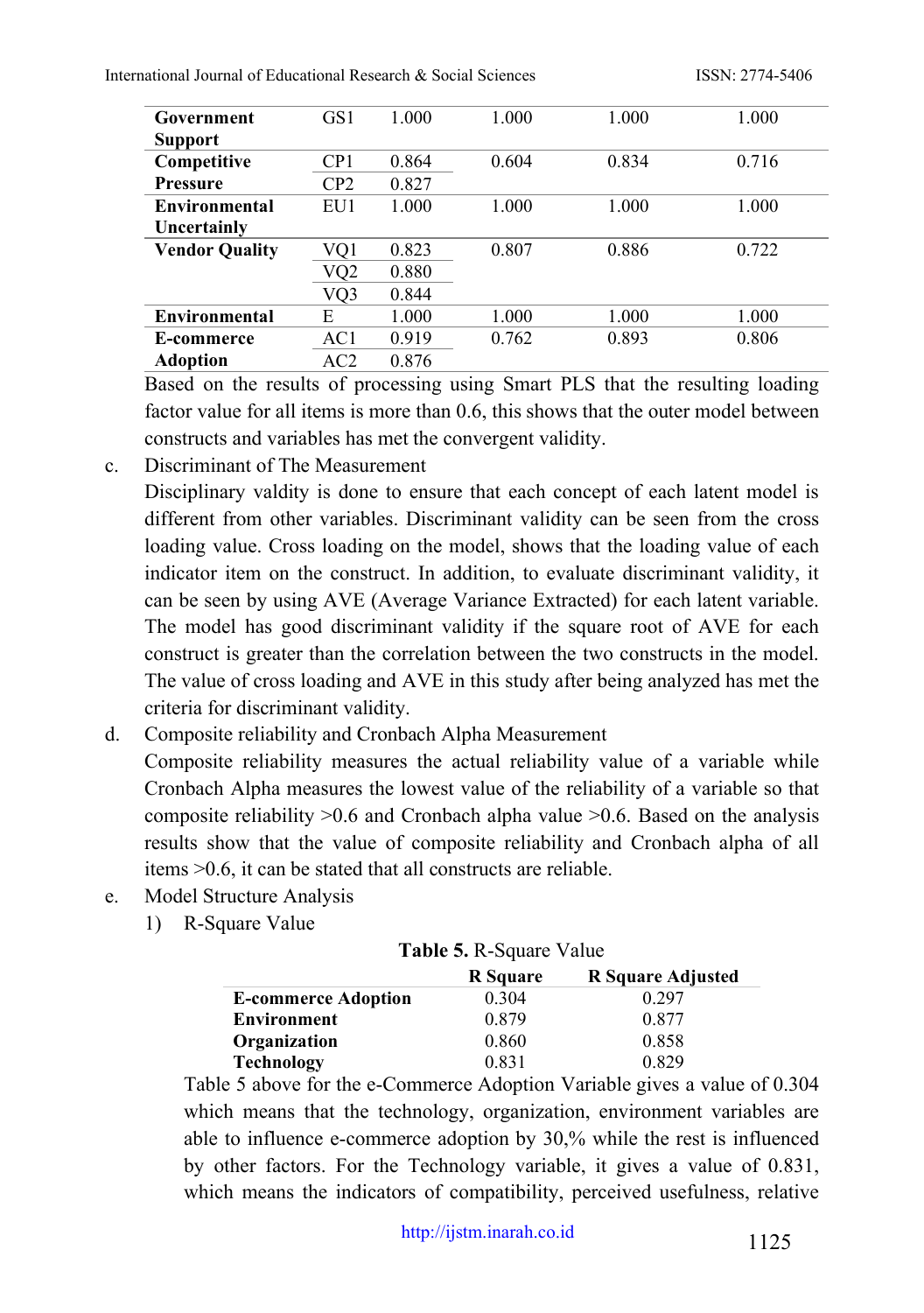| | | | | | |
|---|---|---|---|---|---|
| **Government Support** | GS1 | 1.000 | 1.000 | 1.000 | 1.000 |
| **Competitive Pressure** | CP1 | 0.864 | 0.604 | 0.834 | 0.716 |
| | CP2 | 0.827 | | | |
| **Environmental Uncertainly** | EU1 | 1.000 | 1.000 | 1.000 | 1.000 |
| **Vendor Quality** | VQ1 | 0.823 | 0.807 | 0.886 | 0.722 |
| | VQ2 | 0.880 | | | |
| | VQ3 | 0.844 | | | |
| **Environmental** | E | 1.000 | 1.000 | 1.000 | 1.000 |
| **E-commerce Adoption** | AC1 | 0.919 | 0.762 | 0.893 | 0.806 |
| | AC2 | 0.876 | | | |

Based on the results of processing using Smart PLS that the resulting loading factor value for all items is more than 0.6, this shows that the outer model between constructs and variables has met the convergent validity.

c. Discriminant of The Measurement

Disciplinary valdity is done to ensure that each concept of each latent model is different from other variables. Discriminant validity can be seen from the cross loading value. Cross loading on the model, shows that the loading value of each indicator item on the construct. In addition, to evaluate discriminant validity, it can be seen by using AVE (Average Variance Extracted) for each latent variable. The model has good discriminant validity if the square root of AVE for each construct is greater than the correlation between the two constructs in the model. The value of cross loading and AVE in this study after being analyzed has met the criteria for discriminant validity.

d. Composite reliability and Cronbach Alpha Measurement

Composite reliability measures the actual reliability value of a variable while Cronbach Alpha measures the lowest value of the reliability of a variable so that composite reliability >0.6 and Cronbach alpha value >0.6. Based on the analysis results show that the value of composite reliability and Cronbach alpha of all items >0.6, it can be stated that all constructs are reliable.

e. Model Structure Analysis

1) R-Square Value

**Table 5.** R-Square Value

| | R Square | R Square Adjusted |
|---|---|---|
| **E-commerce Adoption** | 0.304 | 0.297 |
| **Environment** | 0.879 | 0.877 |
| **Organization** | 0.860 | 0.858 |
| **Technology** | 0.831 | 0.829 |

Table 5 above for the e-Commerce Adoption Variable gives a value of 0.304 which means that the technology, organization, environment variables are able to influence e-commerce adoption by 30,% while the rest is influenced by other factors. For the Technology variable, it gives a value of 0.831, which means the indicators of compatibility, perceived usefulness, relative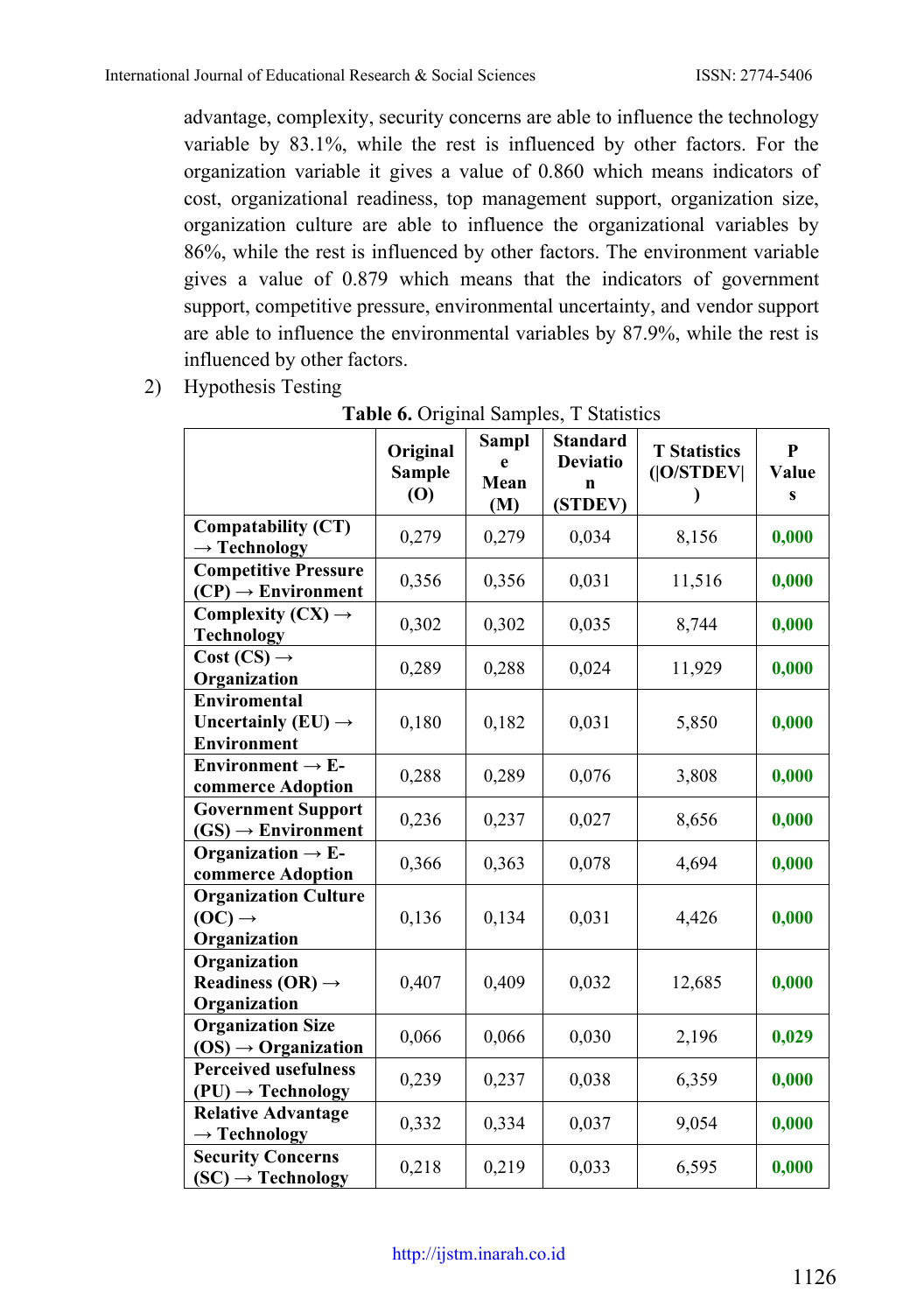advantage, complexity, security concerns are able to influence the technology variable by 83.1%, while the rest is influenced by other factors. For the organization variable it gives a value of 0.860 which means indicators of cost, organizational readiness, top management support, organization size, organization culture are able to influence the organizational variables by 86%, while the rest is influenced by other factors. The environment variable gives a value of 0.879 which means that the indicators of government support, competitive pressure, environmental uncertainty, and vendor support are able to influence the environmental variables by 87.9%, while the rest is influenced by other factors.

2) Hypothesis Testing

**Table 6.** Original Samples, T Statistics

| | Original Sample (O) | Sample Mean (M) | Standard Deviation (STDEV) | T Statistics (\|O/STDEV\|) | P Values |
|---|---|---|---|---|---|
| **Compatability (CT) → Technology** | 0,279 | 0,279 | 0,034 | 8,156 | **0,000** |
| **Competitive Pressure (CP) → Environment** | 0,356 | 0,356 | 0,031 | 11,516 | **0,000** |
| **Complexity (CX) → Technology** | 0,302 | 0,302 | 0,035 | 8,744 | **0,000** |
| **Cost (CS) → Organization** | 0,289 | 0,288 | 0,024 | 11,929 | **0,000** |
| **Enviromental Uncertainly (EU) → Environment** | 0,180 | 0,182 | 0,031 | 5,850 | **0,000** |
| **Environment → E-commerce Adoption** | 0,288 | 0,289 | 0,076 | 3,808 | **0,000** |
| **Government Support (GS) → Environment** | 0,236 | 0,237 | 0,027 | 8,656 | **0,000** |
| **Organization → E-commerce Adoption** | 0,366 | 0,363 | 0,078 | 4,694 | **0,000** |
| **Organization Culture (OC) → Organization** | 0,136 | 0,134 | 0,031 | 4,426 | **0,000** |
| **Organization Readiness (OR) → Organization** | 0,407 | 0,409 | 0,032 | 12,685 | **0,000** |
| **Organization Size (OS) → Organization** | 0,066 | 0,066 | 0,030 | 2,196 | **0,029** |
| **Perceived usefulness (PU) → Technology** | 0,239 | 0,237 | 0,038 | 6,359 | **0,000** |
| **Relative Advantage → Technology** | 0,332 | 0,334 | 0,037 | 9,054 | **0,000** |
| **Security Concerns (SC) → Technology** | 0,218 | 0,219 | 0,033 | 6,595 | **0,000** |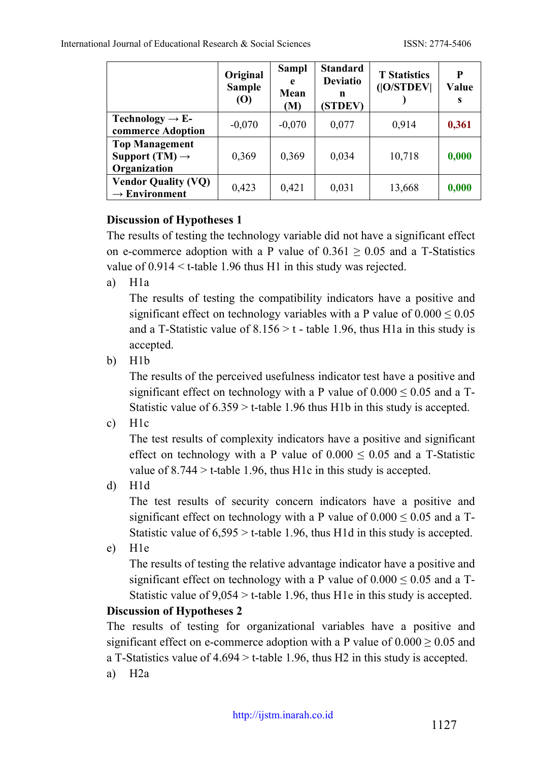| | Original Sample (O) | Sample Mean (M) | Standard Deviation (STDEV) | T Statistics (\|O/STDEV\|) | P Values |
|---|---|---|---|---|---|
| **Technology → E-commerce Adoption** | -0,070 | -0,070 | 0,077 | 0,914 | **0,361** |
| **Top Management Support (TM) → Organization** | 0,369 | 0,369 | 0,034 | 10,718 | **0,000** |
| **Vendor Quality (VQ) → Environment** | 0,423 | 0,421 | 0,031 | 13,668 | **0,000** |

**Discussion of Hypotheses 1**

The results of testing the technology variable did not have a significant effect on e-commerce adoption with a P value of 0.361 ≥ 0.05 and a T-Statistics value of 0.914 < t-table 1.96 thus H1 in this study was rejected.

a) H1a

   The results of testing the compatibility indicators have a positive and significant effect on technology variables with a P value of 0.000 ≤ 0.05 and a T-Statistic value of 8.156 > t - table 1.96, thus H1a in this study is accepted.

b) H1b

   The results of the perceived usefulness indicator test have a positive and significant effect on technology with a P value of 0.000 ≤ 0.05 and a T-Statistic value of 6.359 > t-table 1.96 thus H1b in this study is accepted.

c) H1c

   The test results of complexity indicators have a positive and significant effect on technology with a P value of 0.000 ≤ 0.05 and a T-Statistic value of 8.744 > t-table 1.96, thus H1c in this study is accepted.

d) H1d

   The test results of security concern indicators have a positive and significant effect on technology with a P value of 0.000 ≤ 0.05 and a T-Statistic value of 6,595 > t-table 1.96, thus H1d in this study is accepted.

e) H1e

   The results of testing the relative advantage indicator have a positive and significant effect on technology with a P value of 0.000 ≤ 0.05 and a T-Statistic value of 9,054 > t-table 1.96, thus H1e in this study is accepted.

**Discussion of Hypotheses 2**

The results of testing for organizational variables have a positive and significant effect on e-commerce adoption with a P value of 0.000 ≥ 0.05 and a T-Statistics value of 4.694 > t-table 1.96, thus H2 in this study is accepted.

a) H2a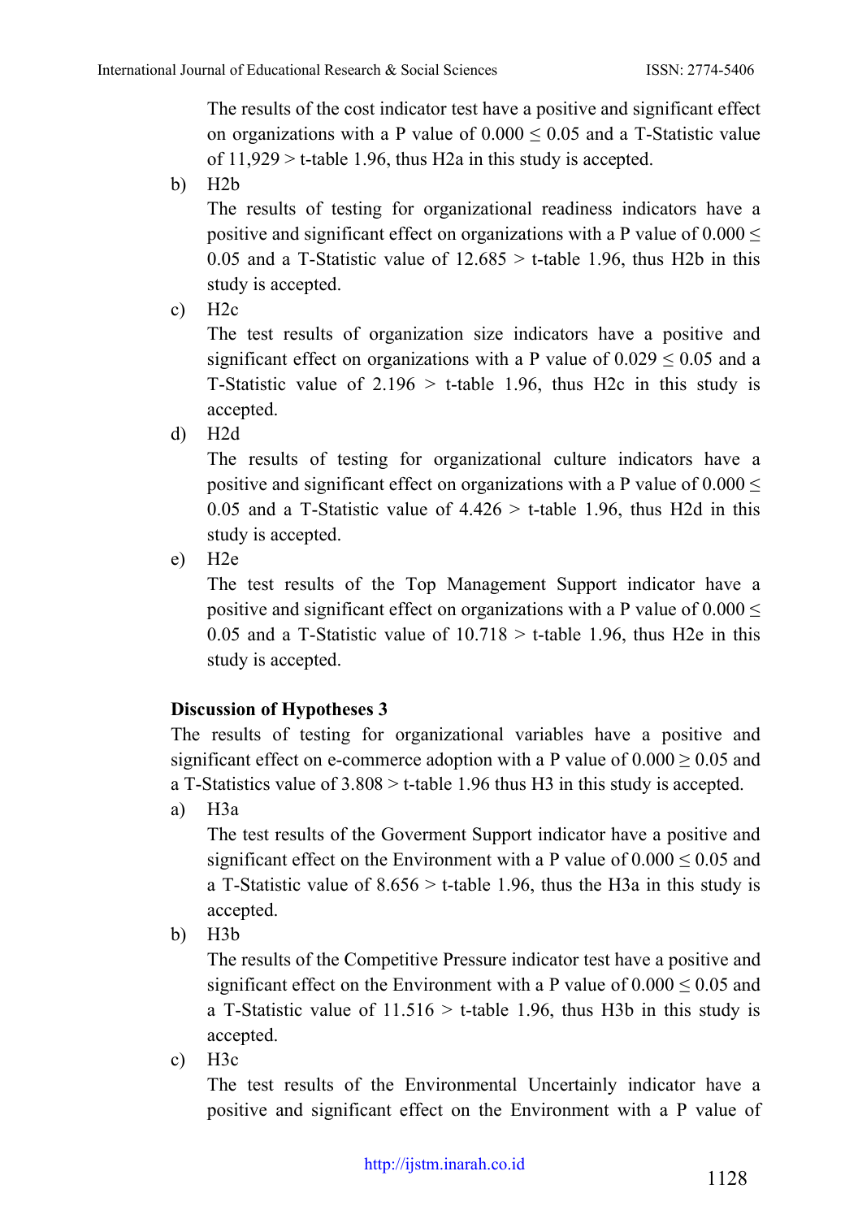The results of the cost indicator test have a positive and significant effect on organizations with a P value of $0.000 \leq 0.05$ and a T-Statistic value of $11{,}929 >$ t-table 1.96, thus H2a in this study is accepted.

b) H2b

The results of testing for organizational readiness indicators have a positive and significant effect on organizations with a P value of $0.000 \leq 0.05$ and a T-Statistic value of $12.685 >$ t-table 1.96, thus H2b in this study is accepted.

c) H2c

The test results of organization size indicators have a positive and significant effect on organizations with a P value of $0.029 \leq 0.05$ and a T-Statistic value of $2.196 >$ t-table 1.96, thus H2c in this study is accepted.

d) H2d

The results of testing for organizational culture indicators have a positive and significant effect on organizations with a P value of $0.000 \leq 0.05$ and a T-Statistic value of $4.426 >$ t-table 1.96, thus H2d in this study is accepted.

e) H2e

The test results of the Top Management Support indicator have a positive and significant effect on organizations with a P value of $0.000 \leq 0.05$ and a T-Statistic value of $10.718 >$ t-table 1.96, thus H2e in this study is accepted.

**Discussion of Hypotheses 3**

The results of testing for organizational variables have a positive and significant effect on e-commerce adoption with a P value of $0.000 \geq 0.05$ and a T-Statistics value of $3.808 >$ t-table 1.96 thus H3 in this study is accepted.

a) H3a

The test results of the Goverment Support indicator have a positive and significant effect on the Environment with a P value of $0.000 \leq 0.05$ and a T-Statistic value of $8.656 >$ t-table 1.96, thus the H3a in this study is accepted.

b) H3b

The results of the Competitive Pressure indicator test have a positive and significant effect on the Environment with a P value of $0.000 \leq 0.05$ and a T-Statistic value of $11.516 >$ t-table 1.96, thus H3b in this study is accepted.

c) H3c

The test results of the Environmental Uncertainly indicator have a positive and significant effect on the Environment with a P value of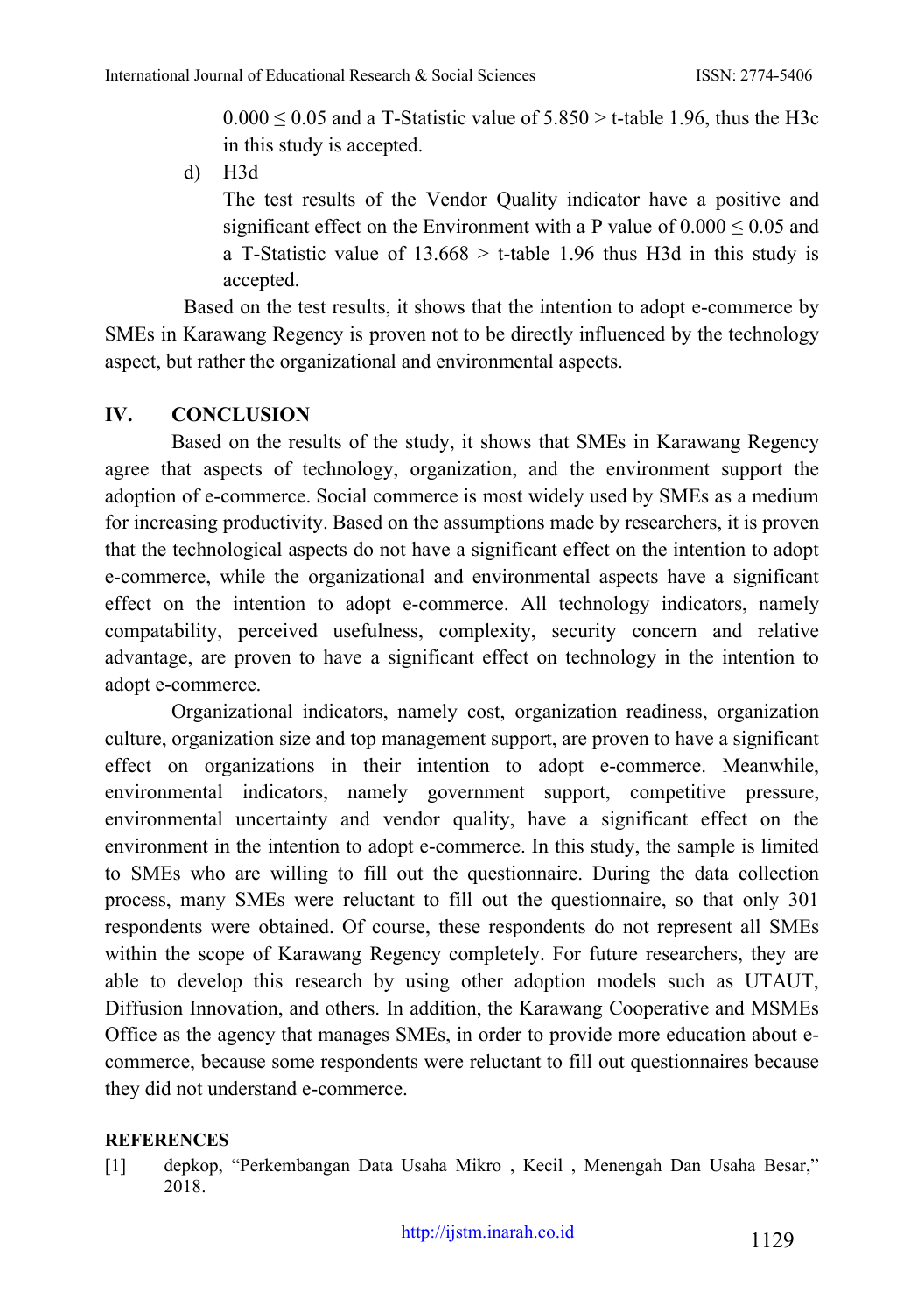$0.000 \leq 0.05$ and a T-Statistic value of $5.850 >$ t-table 1.96, thus the H3c in this study is accepted.

d) H3d

The test results of the Vendor Quality indicator have a positive and significant effect on the Environment with a P value of $0.000 \leq 0.05$ and a T-Statistic value of $13.668 >$ t-table 1.96 thus H3d in this study is accepted.

Based on the test results, it shows that the intention to adopt e-commerce by SMEs in Karawang Regency is proven not to be directly influenced by the technology aspect, but rather the organizational and environmental aspects.

## IV. CONCLUSION

Based on the results of the study, it shows that SMEs in Karawang Regency agree that aspects of technology, organization, and the environment support the adoption of e-commerce. Social commerce is most widely used by SMEs as a medium for increasing productivity. Based on the assumptions made by researchers, it is proven that the technological aspects do not have a significant effect on the intention to adopt e-commerce, while the organizational and environmental aspects have a significant effect on the intention to adopt e-commerce. All technology indicators, namely compatability, perceived usefulness, complexity, security concern and relative advantage, are proven to have a significant effect on technology in the intention to adopt e-commerce.

Organizational indicators, namely cost, organization readiness, organization culture, organization size and top management support, are proven to have a significant effect on organizations in their intention to adopt e-commerce. Meanwhile, environmental indicators, namely government support, competitive pressure, environmental uncertainty and vendor quality, have a significant effect on the environment in the intention to adopt e-commerce. In this study, the sample is limited to SMEs who are willing to fill out the questionnaire. During the data collection process, many SMEs were reluctant to fill out the questionnaire, so that only 301 respondents were obtained. Of course, these respondents do not represent all SMEs within the scope of Karawang Regency completely. For future researchers, they are able to develop this research by using other adoption models such as UTAUT, Diffusion Innovation, and others. In addition, the Karawang Cooperative and MSMEs Office as the agency that manages SMEs, in order to provide more education about e-commerce, because some respondents were reluctant to fill out questionnaires because they did not understand e-commerce.

## REFERENCES

[1] depkop, "Perkembangan Data Usaha Mikro , Kecil , Menengah Dan Usaha Besar," 2018.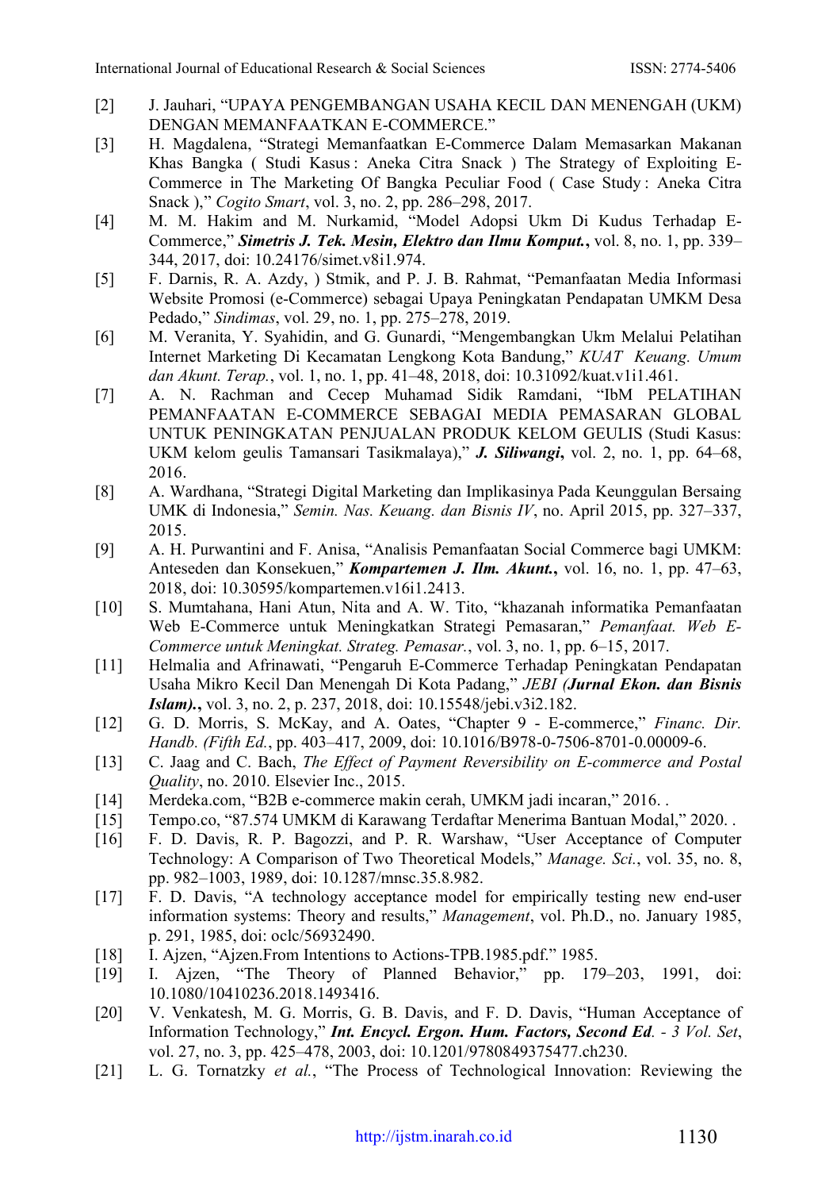[2] J. Jauhari, "UPAYA PENGEMBANGAN USAHA KECIL DAN MENENGAH (UKM) DENGAN MEMANFAATKAN E-COMMERCE."

[3] H. Magdalena, "Strategi Memanfaatkan E-Commerce Dalam Memasarkan Makanan Khas Bangka ( Studi Kasus : Aneka Citra Snack ) The Strategy of Exploiting E-Commerce in The Marketing Of Bangka Peculiar Food ( Case Study : Aneka Citra Snack )," *Cogito Smart*, vol. 3, no. 2, pp. 286–298, 2017.

[4] M. M. Hakim and M. Nurkamid, "Model Adopsi Ukm Di Kudus Terhadap E-Commerce," ***Simetris J. Tek. Mesin, Elektro dan Ilmu Komput.***, vol. 8, no. 1, pp. 339–344, 2017, doi: 10.24176/simet.v8i1.974.

[5] F. Darnis, R. A. Azdy, ) Stmik, and P. J. B. Rahmat, "Pemanfaatan Media Informasi Website Promosi (e-Commerce) sebagai Upaya Peningkatan Pendapatan UMKM Desa Pedado," *Sindimas*, vol. 29, no. 1, pp. 275–278, 2019.

[6] M. Veranita, Y. Syahidin, and G. Gunardi, "Mengembangkan Ukm Melalui Pelatihan Internet Marketing Di Kecamatan Lengkong Kota Bandung," *KUAT Keuang. Umum dan Akunt. Terap.*, vol. 1, no. 1, pp. 41–48, 2018, doi: 10.31092/kuat.v1i1.461.

[7] A. N. Rachman and Cecep Muhamad Sidik Ramdani, "IbM PELATIHAN PEMANFAATAN E-COMMERCE SEBAGAI MEDIA PEMASARAN GLOBAL UNTUK PENINGKATAN PENJUALAN PRODUK KELOM GEULIS (Studi Kasus: UKM kelom geulis Tamansari Tasikmalaya)," ***J. Siliwangi***, vol. 2, no. 1, pp. 64–68, 2016.

[8] A. Wardhana, "Strategi Digital Marketing dan Implikasinya Pada Keunggulan Bersaing UMK di Indonesia," *Semin. Nas. Keuang. dan Bisnis IV*, no. April 2015, pp. 327–337, 2015.

[9] A. H. Purwantini and F. Anisa, "Analisis Pemanfaatan Social Commerce bagi UMKM: Anteseden dan Konsekuen," ***Kompartemen J. Ilm. Akunt.***, vol. 16, no. 1, pp. 47–63, 2018, doi: 10.30595/kompartemen.v16i1.2413.

[10] S. Mumtahana, Hani Atun, Nita and A. W. Tito, "khazanah informatika Pemanfaatan Web E-Commerce untuk Meningkatkan Strategi Pemasaran," *Pemanfaat. Web E-Commerce untuk Meningkat. Strateg. Pemasar.*, vol. 3, no. 1, pp. 6–15, 2017.

[11] Helmalia and Afrinawati, "Pengaruh E-Commerce Terhadap Peningkatan Pendapatan Usaha Mikro Kecil Dan Menengah Di Kota Padang," *JEBI (**Jurnal Ekon. dan Bisnis Islam).***, vol. 3, no. 2, p. 237, 2018, doi: 10.15548/jebi.v3i2.182.

[12] G. D. Morris, S. McKay, and A. Oates, "Chapter 9 - E-commerce," *Financ. Dir. Handb. (Fifth Ed.*, pp. 403–417, 2009, doi: 10.1016/B978-0-7506-8701-0.00009-6.

[13] C. Jaag and C. Bach, *The Effect of Payment Reversibility on E-commerce and Postal Quality*, no. 2010. Elsevier Inc., 2015.

[14] Merdeka.com, "B2B e-commerce makin cerah, UMKM jadi incaran," 2016. .

[15] Tempo.co, "87.574 UMKM di Karawang Terdaftar Menerima Bantuan Modal," 2020. .

[16] F. D. Davis, R. P. Bagozzi, and P. R. Warshaw, "User Acceptance of Computer Technology: A Comparison of Two Theoretical Models," *Manage. Sci.*, vol. 35, no. 8, pp. 982–1003, 1989, doi: 10.1287/mnsc.35.8.982.

[17] F. D. Davis, "A technology acceptance model for empirically testing new end-user information systems: Theory and results," *Management*, vol. Ph.D., no. January 1985, p. 291, 1985, doi: oclc/56932490.

[18] I. Ajzen, "Ajzen.From Intentions to Actions-TPB.1985.pdf." 1985.

[19] I. Ajzen, "The Theory of Planned Behavior," pp. 179–203, 1991, doi: 10.1080/10410236.2018.1493416.

[20] V. Venkatesh, M. G. Morris, G. B. Davis, and F. D. Davis, "Human Acceptance of Information Technology," ***Int. Encycl. Ergon. Hum. Factors, Second Ed***. *- 3 Vol. Set*, vol. 27, no. 3, pp. 425–478, 2003, doi: 10.1201/9780849375477.ch230.

[21] L. G. Tornatzky *et al.*, "The Process of Technological Innovation: Reviewing the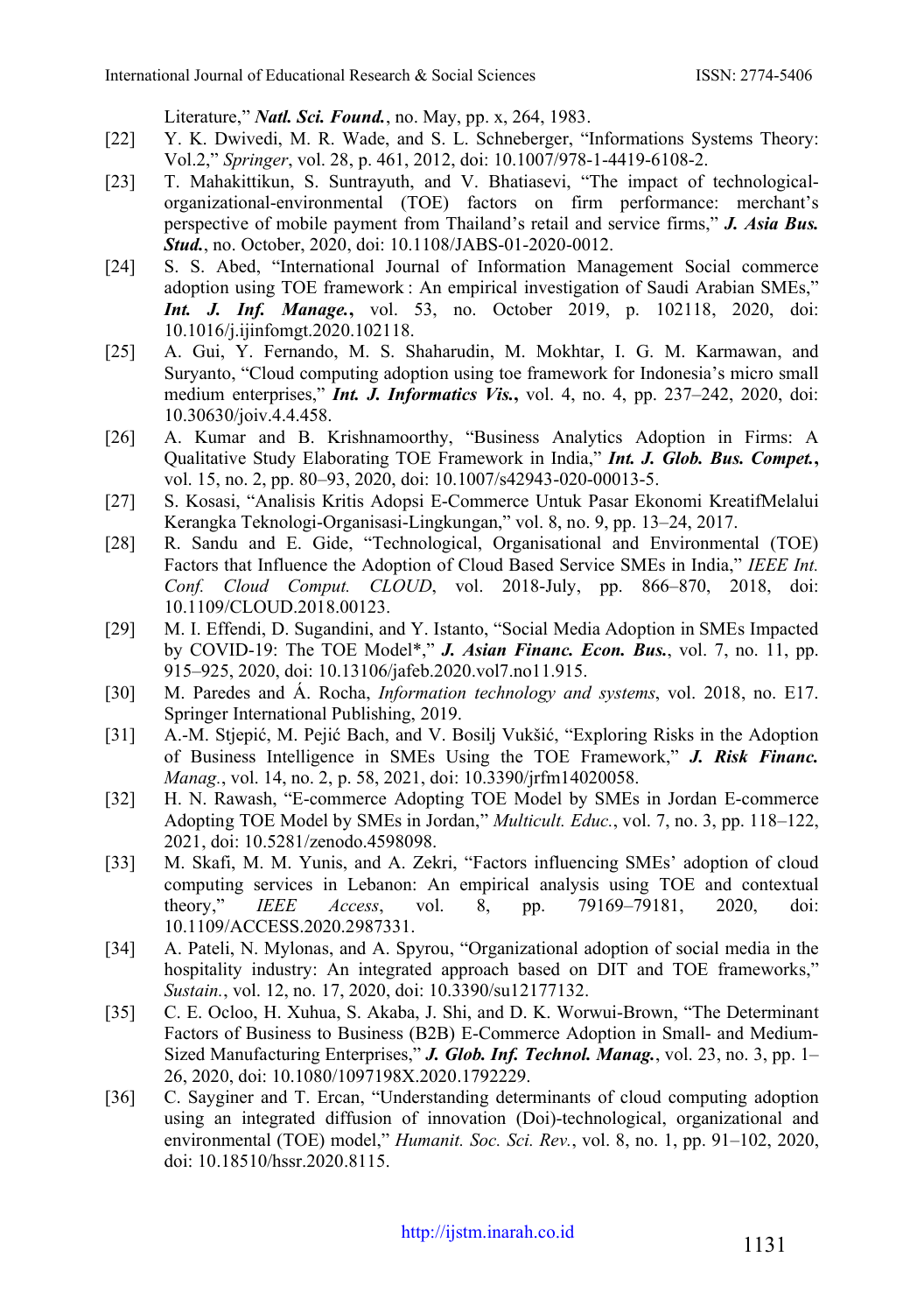Literature," ***Natl. Sci. Found.***, no. May, pp. x, 264, 1983.

[22] Y. K. Dwivedi, M. R. Wade, and S. L. Schneberger, "Informations Systems Theory: Vol.2," *Springer*, vol. 28, p. 461, 2012, doi: 10.1007/978-1-4419-6108-2.

[23] T. Mahakittikun, S. Suntrayuth, and V. Bhatiasevi, "The impact of technological-organizational-environmental (TOE) factors on firm performance: merchant's perspective of mobile payment from Thailand's retail and service firms," ***J. Asia Bus. Stud.***, no. October, 2020, doi: 10.1108/JABS-01-2020-0012.

[24] S. S. Abed, "International Journal of Information Management Social commerce adoption using TOE framework : An empirical investigation of Saudi Arabian SMEs," ***Int. J. Inf. Manage.***, vol. 53, no. October 2019, p. 102118, 2020, doi: 10.1016/j.ijinfomgt.2020.102118.

[25] A. Gui, Y. Fernando, M. S. Shaharudin, M. Mokhtar, I. G. M. Karmawan, and Suryanto, "Cloud computing adoption using toe framework for Indonesia's micro small medium enterprises," ***Int. J. Informatics Vis.***, vol. 4, no. 4, pp. 237–242, 2020, doi: 10.30630/joiv.4.4.458.

[26] A. Kumar and B. Krishnamoorthy, "Business Analytics Adoption in Firms: A Qualitative Study Elaborating TOE Framework in India," ***Int. J. Glob. Bus. Compet.***, vol. 15, no. 2, pp. 80–93, 2020, doi: 10.1007/s42943-020-00013-5.

[27] S. Kosasi, "Analisis Kritis Adopsi E-Commerce Untuk Pasar Ekonomi KreatifMelalui Kerangka Teknologi-Organisasi-Lingkungan," vol. 8, no. 9, pp. 13–24, 2017.

[28] R. Sandu and E. Gide, "Technological, Organisational and Environmental (TOE) Factors that Influence the Adoption of Cloud Based Service SMEs in India," *IEEE Int. Conf. Cloud Comput. CLOUD*, vol. 2018-July, pp. 866–870, 2018, doi: 10.1109/CLOUD.2018.00123.

[29] M. I. Effendi, D. Sugandini, and Y. Istanto, "Social Media Adoption in SMEs Impacted by COVID-19: The TOE Model*," ***J. Asian Financ. Econ. Bus.***, vol. 7, no. 11, pp. 915–925, 2020, doi: 10.13106/jafeb.2020.vol7.no11.915.

[30] M. Paredes and Á. Rocha, *Information technology and systems*, vol. 2018, no. E17. Springer International Publishing, 2019.

[31] A.-M. Stjepić, M. Pejić Bach, and V. Bosilj Vukšić, "Exploring Risks in the Adoption of Business Intelligence in SMEs Using the TOE Framework," ***J. Risk Financ.*** *Manag.*, vol. 14, no. 2, p. 58, 2021, doi: 10.3390/jrfm14020058.

[32] H. N. Rawash, "E-commerce Adopting TOE Model by SMEs in Jordan E-commerce Adopting TOE Model by SMEs in Jordan," *Multicult. Educ.*, vol. 7, no. 3, pp. 118–122, 2021, doi: 10.5281/zenodo.4598098.

[33] M. Skafi, M. M. Yunis, and A. Zekri, "Factors influencing SMEs' adoption of cloud computing services in Lebanon: An empirical analysis using TOE and contextual theory," *IEEE Access*, vol. 8, pp. 79169–79181, 2020, doi: 10.1109/ACCESS.2020.2987331.

[34] A. Pateli, N. Mylonas, and A. Spyrou, "Organizational adoption of social media in the hospitality industry: An integrated approach based on DIT and TOE frameworks," *Sustain.*, vol. 12, no. 17, 2020, doi: 10.3390/su12177132.

[35] C. E. Ocloo, H. Xuhua, S. Akaba, J. Shi, and D. K. Worwui-Brown, "The Determinant Factors of Business to Business (B2B) E-Commerce Adoption in Small- and Medium-Sized Manufacturing Enterprises," ***J. Glob. Inf. Technol. Manag.***, vol. 23, no. 3, pp. 1–26, 2020, doi: 10.1080/1097198X.2020.1792229.

[36] C. Sayginer and T. Ercan, "Understanding determinants of cloud computing adoption using an integrated diffusion of innovation (Doi)-technological, organizational and environmental (TOE) model," *Humanit. Soc. Sci. Rev.*, vol. 8, no. 1, pp. 91–102, 2020, doi: 10.18510/hssr.2020.8115.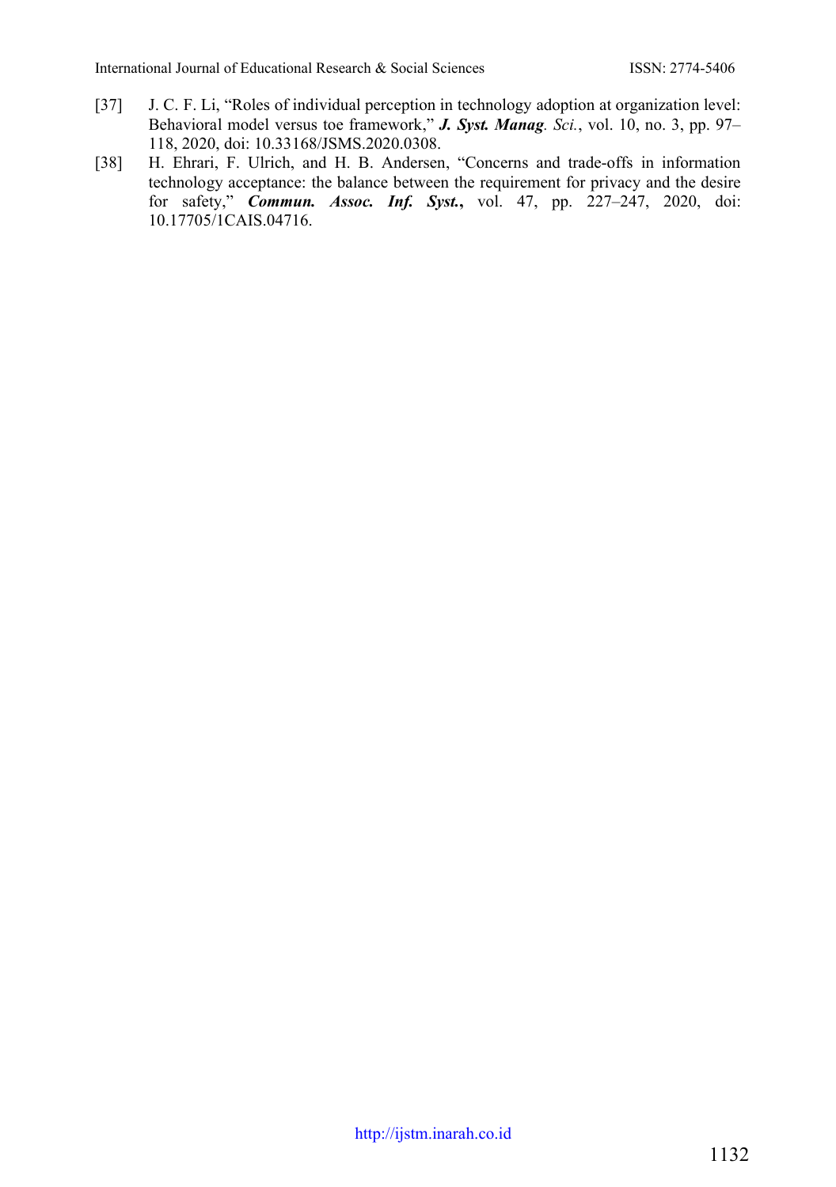[37] J. C. F. Li, “Roles of individual perception in technology adoption at organization level: Behavioral model versus toe framework,” ***J. Syst. Manag**. Sci.*, vol. 10, no. 3, pp. 97–118, 2020, doi: 10.33168/JSMS.2020.0308.

[38] H. Ehrari, F. Ulrich, and H. B. Andersen, “Concerns and trade-offs in information technology acceptance: the balance between the requirement for privacy and the desire for safety,” ***Commun. Assoc. Inf. Syst.*,** vol. 47, pp. 227–247, 2020, doi: 10.17705/1CAIS.04716.